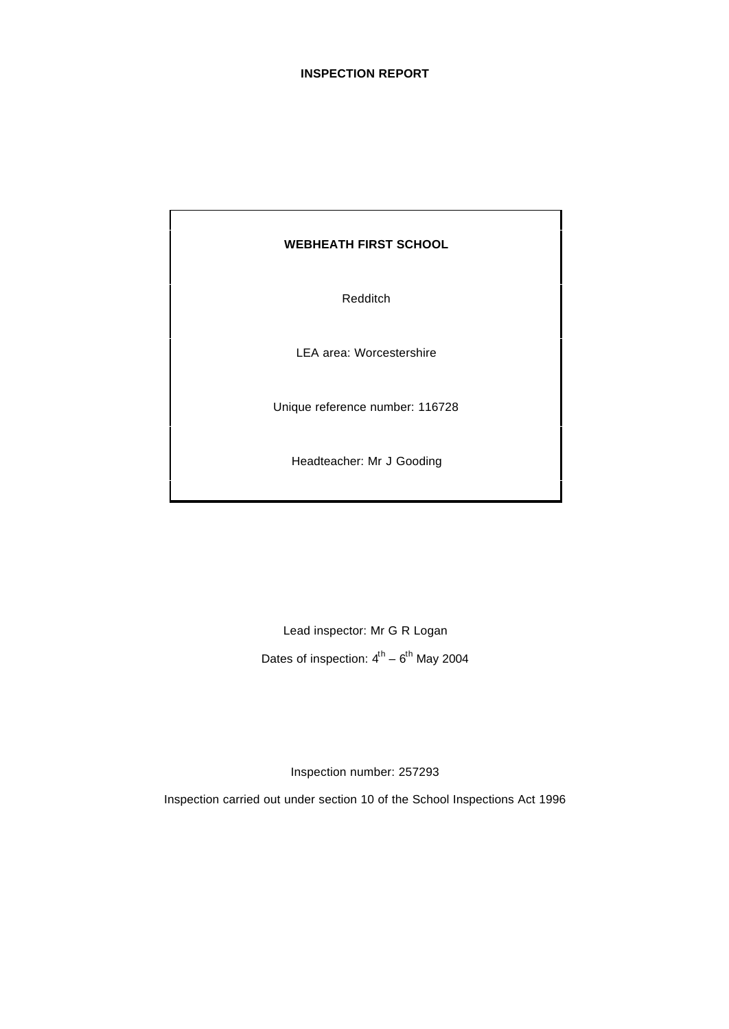# INSPECTION REPORT

**WEBHEATH FIRST SCHOOL**

Redditch

LEA area: Worcestershire

Unique reference number: 116728

Headteacher: Mr J Gooding

Lead inspector: Mr G R Logan

Dates of inspection: $4^{th}$ – $6^{th}$ May 2004

Inspection number: 257293

Inspection carried out under section 10 of the School Inspections Act 1996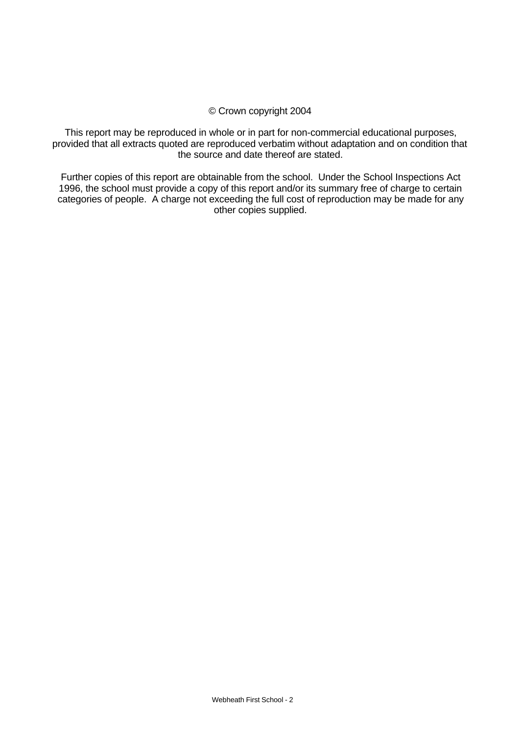© Crown copyright 2004

This report may be reproduced in whole or in part for non-commercial educational purposes, provided that all extracts quoted are reproduced verbatim without adaptation and on condition that the source and date thereof are stated.

Further copies of this report are obtainable from the school. Under the School Inspections Act 1996, the school must provide a copy of this report and/or its summary free of charge to certain categories of people. A charge not exceeding the full cost of reproduction may be made for any other copies supplied.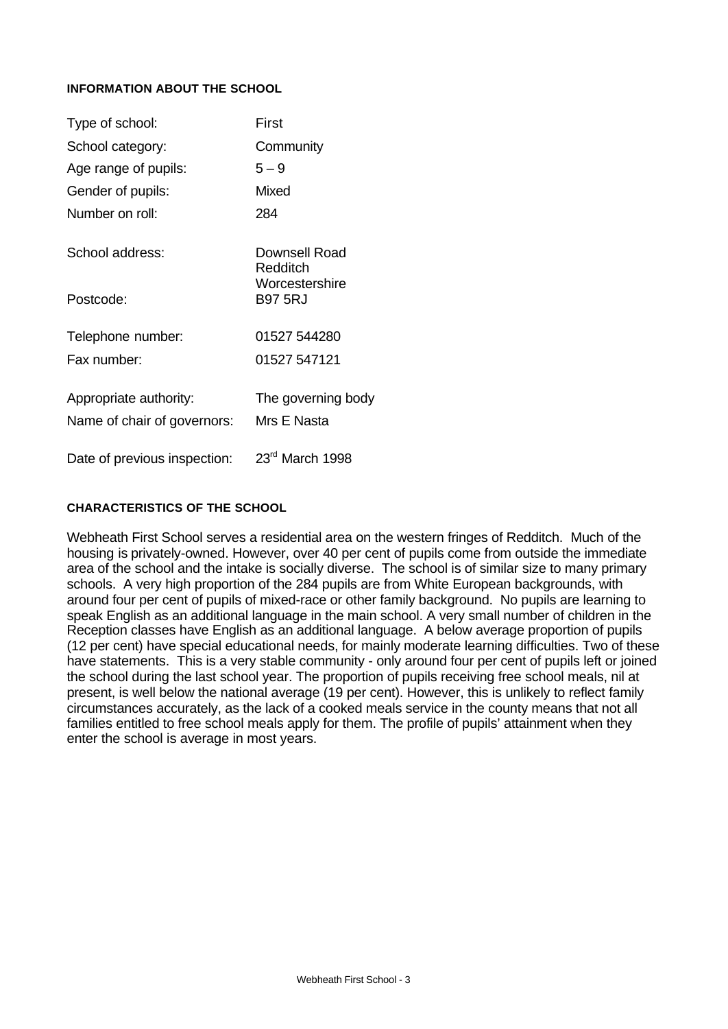#### INFORMATION ABOUT THE SCHOOL

| | |
|---|---|
| Type of school: | First |
| School category: | Community |
| Age range of pupils: | 5 – 9 |
| Gender of pupils: | Mixed |
| Number on roll: | 284 |
| School address: | Downsell Road<br>Redditch<br>Worcestershire |
| Postcode: | B97 5RJ |
| Telephone number: | 01527 544280 |
| Fax number: | 01527 547121 |
| Appropriate authority: | The governing body |
| Name of chair of governors: | Mrs E Nasta |
| Date of previous inspection: | 23rd March 1998 |

#### CHARACTERISTICS OF THE SCHOOL

Webheath First School serves a residential area on the western fringes of Redditch. Much of the housing is privately-owned. However, over 40 per cent of pupils come from outside the immediate area of the school and the intake is socially diverse. The school is of similar size to many primary schools. A very high proportion of the 284 pupils are from White European backgrounds, with around four per cent of pupils of mixed-race or other family background. No pupils are learning to speak English as an additional language in the main school. A very small number of children in the Reception classes have English as an additional language. A below average proportion of pupils (12 per cent) have special educational needs, for mainly moderate learning difficulties. Two of these have statements. This is a very stable community - only around four per cent of pupils left or joined the school during the last school year. The proportion of pupils receiving free school meals, nil at present, is well below the national average (19 per cent). However, this is unlikely to reflect family circumstances accurately, as the lack of a cooked meals service in the county means that not all families entitled to free school meals apply for them. The profile of pupils' attainment when they enter the school is average in most years.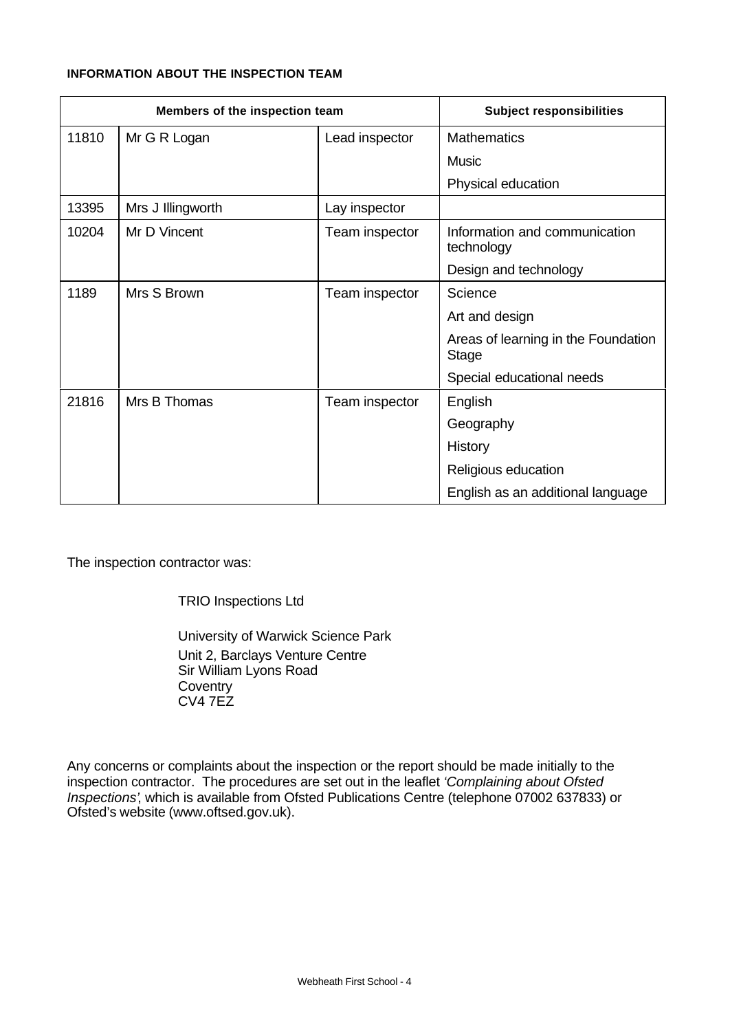**INFORMATION ABOUT THE INSPECTION TEAM**

| Members of the inspection team | | | Subject responsibilities |
|---|---|---|---|
| 11810 | Mr G R Logan | Lead inspector | Mathematics |
| | | | Music |
| | | | Physical education |
| 13395 | Mrs J Illingworth | Lay inspector | |
| 10204 | Mr D Vincent | Team inspector | Information and communication technology |
| | | | Design and technology |
| 1189 | Mrs S Brown | Team inspector | Science |
| | | | Art and design |
| | | | Areas of learning in the Foundation Stage |
| | | | Special educational needs |
| 21816 | Mrs B Thomas | Team inspector | English |
| | | | Geography |
| | | | History |
| | | | Religious education |
| | | | English as an additional language |

The inspection contractor was:

TRIO Inspections Ltd

University of Warwick Science Park
Unit 2, Barclays Venture Centre
Sir William Lyons Road
Coventry
CV4 7EZ

Any concerns or complaints about the inspection or the report should be made initially to the inspection contractor. The procedures are set out in the leaflet *'Complaining about Ofsted Inspections'*, which is available from Ofsted Publications Centre (telephone 07002 637833) or Ofsted's website (www.oftsed.gov.uk).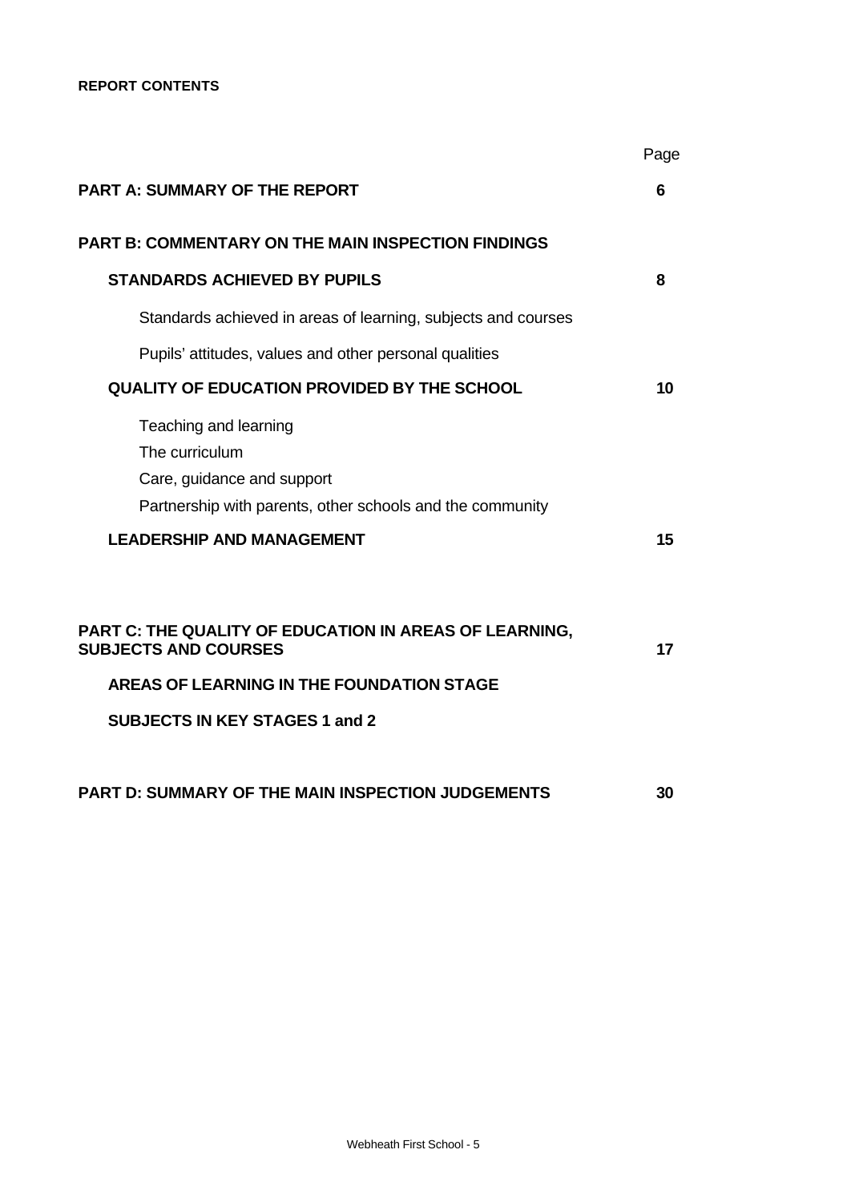**REPORT CONTENTS**

| | Page |
|---|---|
| **PART A: SUMMARY OF THE REPORT** | **6** |
| **PART B: COMMENTARY ON THE MAIN INSPECTION FINDINGS** | |
| **STANDARDS ACHIEVED BY PUPILS** | **8** |
| Standards achieved in areas of learning, subjects and courses | |
| Pupils' attitudes, values and other personal qualities | |
| **QUALITY OF EDUCATION PROVIDED BY THE SCHOOL** | **10** |
| Teaching and learning | |
| The curriculum | |
| Care, guidance and support | |
| Partnership with parents, other schools and the community | |
| **LEADERSHIP AND MANAGEMENT** | **15** |
| **PART C: THE QUALITY OF EDUCATION IN AREAS OF LEARNING, SUBJECTS AND COURSES** | **17** |
| **AREAS OF LEARNING IN THE FOUNDATION STAGE** | |
| **SUBJECTS IN KEY STAGES 1 and 2** | |
| **PART D: SUMMARY OF THE MAIN INSPECTION JUDGEMENTS** | **30** |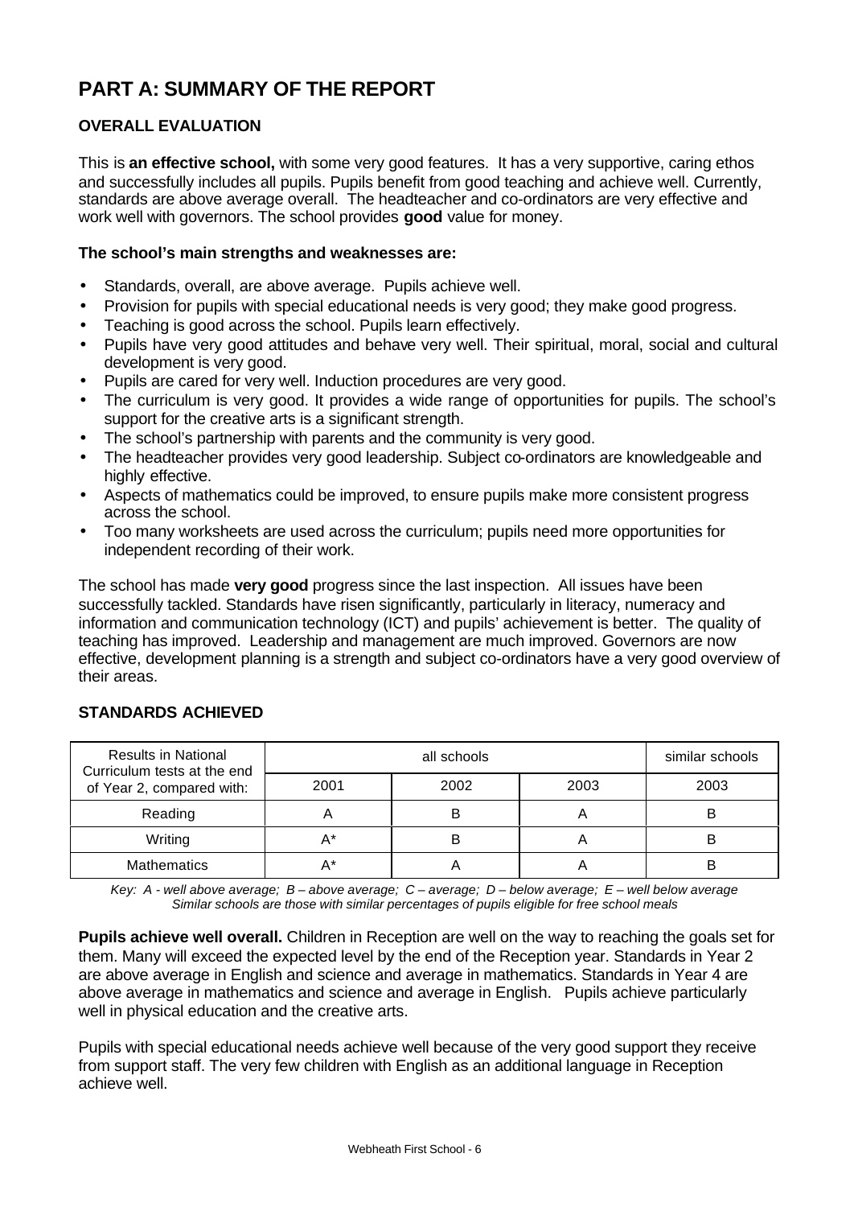# PART A: SUMMARY OF THE REPORT

## OVERALL EVALUATION

This is **an effective school,** with some very good features. It has a very supportive, caring ethos and successfully includes all pupils. Pupils benefit from good teaching and achieve well. Currently, standards are above average overall. The headteacher and co-ordinators are very effective and work well with governors. The school provides **good** value for money.

**The school's main strengths and weaknesses are:**

- Standards, overall, are above average. Pupils achieve well.
- Provision for pupils with special educational needs is very good; they make good progress.
- Teaching is good across the school. Pupils learn effectively.
- Pupils have very good attitudes and behave very well. Their spiritual, moral, social and cultural development is very good.
- Pupils are cared for very well. Induction procedures are very good.
- The curriculum is very good. It provides a wide range of opportunities for pupils. The school's support for the creative arts is a significant strength.
- The school's partnership with parents and the community is very good.
- The headteacher provides very good leadership. Subject co-ordinators are knowledgeable and highly effective.
- Aspects of mathematics could be improved, to ensure pupils make more consistent progress across the school.
- Too many worksheets are used across the curriculum; pupils need more opportunities for independent recording of their work.

The school has made **very good** progress since the last inspection. All issues have been successfully tackled. Standards have risen significantly, particularly in literacy, numeracy and information and communication technology (ICT) and pupils' achievement is better. The quality of teaching has improved. Leadership and management are much improved. Governors are now effective, development planning is a strength and subject co-ordinators have a very good overview of their areas.

## STANDARDS ACHIEVED

| Results in National Curriculum tests at the end of Year 2, compared with: | all schools | | | similar schools |
|---|---|---|---|---|
| | 2001 | 2002 | 2003 | 2003 |
| Reading | A | B | A | B |
| Writing | A* | B | A | B |
| Mathematics | A* | A | A | B |

*Key: A - well above average; B – above average; C – average; D – below average; E – well below average*
*Similar schools are those with similar percentages of pupils eligible for free school meals*

**Pupils achieve well overall.** Children in Reception are well on the way to reaching the goals set for them. Many will exceed the expected level by the end of the Reception year. Standards in Year 2 are above average in English and science and average in mathematics. Standards in Year 4 are above average in mathematics and science and average in English. Pupils achieve particularly well in physical education and the creative arts.

Pupils with special educational needs achieve well because of the very good support they receive from support staff. The very few children with English as an additional language in Reception achieve well.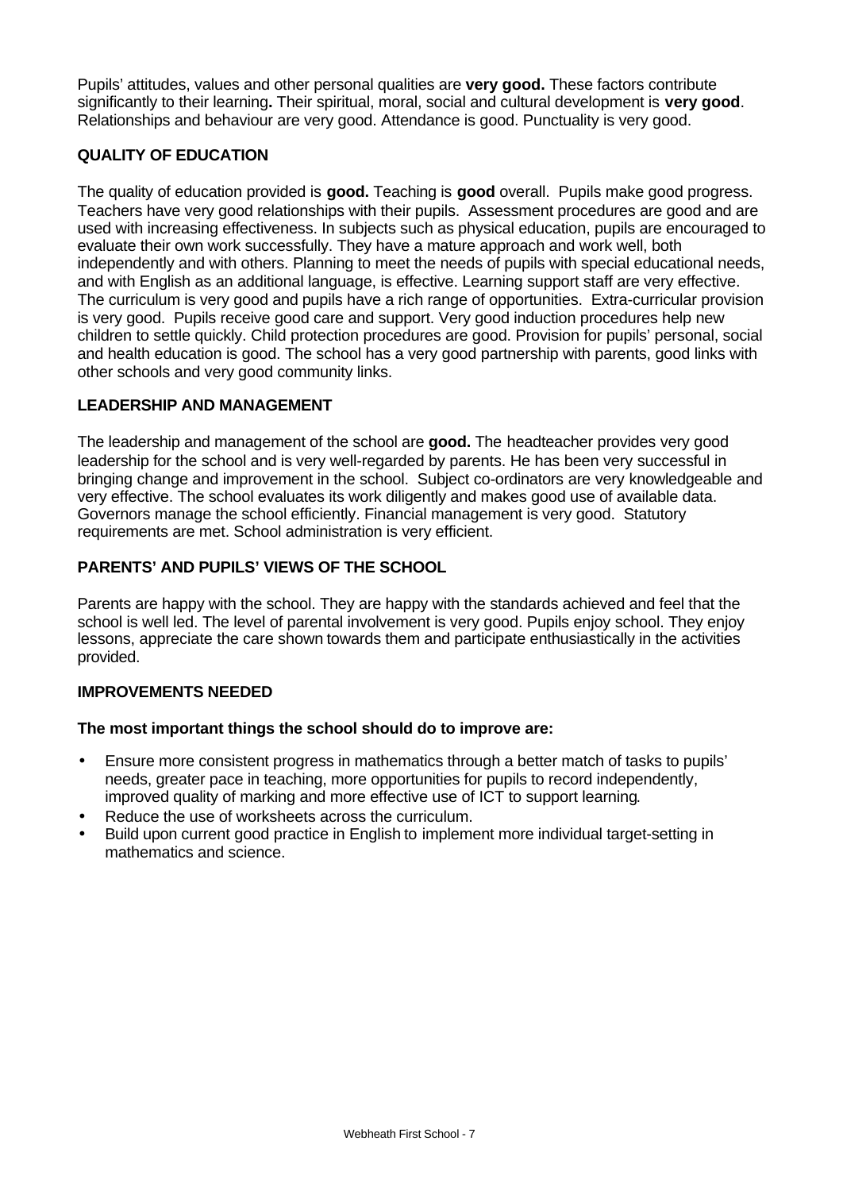Pupils' attitudes, values and other personal qualities are **very good.** These factors contribute significantly to their learning**.** Their spiritual, moral, social and cultural development is **very good**. Relationships and behaviour are very good. Attendance is good. Punctuality is very good.

### QUALITY OF EDUCATION

The quality of education provided is **good.** Teaching is **good** overall. Pupils make good progress. Teachers have very good relationships with their pupils. Assessment procedures are good and are used with increasing effectiveness. In subjects such as physical education, pupils are encouraged to evaluate their own work successfully. They have a mature approach and work well, both independently and with others. Planning to meet the needs of pupils with special educational needs, and with English as an additional language, is effective. Learning support staff are very effective. The curriculum is very good and pupils have a rich range of opportunities. Extra-curricular provision is very good. Pupils receive good care and support. Very good induction procedures help new children to settle quickly. Child protection procedures are good. Provision for pupils' personal, social and health education is good. The school has a very good partnership with parents, good links with other schools and very good community links.

### LEADERSHIP AND MANAGEMENT

The leadership and management of the school are **good.** The headteacher provides very good leadership for the school and is very well-regarded by parents. He has been very successful in bringing change and improvement in the school. Subject co-ordinators are very knowledgeable and very effective. The school evaluates its work diligently and makes good use of available data. Governors manage the school efficiently. Financial management is very good. Statutory requirements are met. School administration is very efficient.

### PARENTS' AND PUPILS' VIEWS OF THE SCHOOL

Parents are happy with the school. They are happy with the standards achieved and feel that the school is well led. The level of parental involvement is very good. Pupils enjoy school. They enjoy lessons, appreciate the care shown towards them and participate enthusiastically in the activities provided.

### IMPROVEMENTS NEEDED

**The most important things the school should do to improve are:**

- Ensure more consistent progress in mathematics through a better match of tasks to pupils' needs, greater pace in teaching, more opportunities for pupils to record independently, improved quality of marking and more effective use of ICT to support learning.
- Reduce the use of worksheets across the curriculum.
- Build upon current good practice in English to implement more individual target-setting in mathematics and science.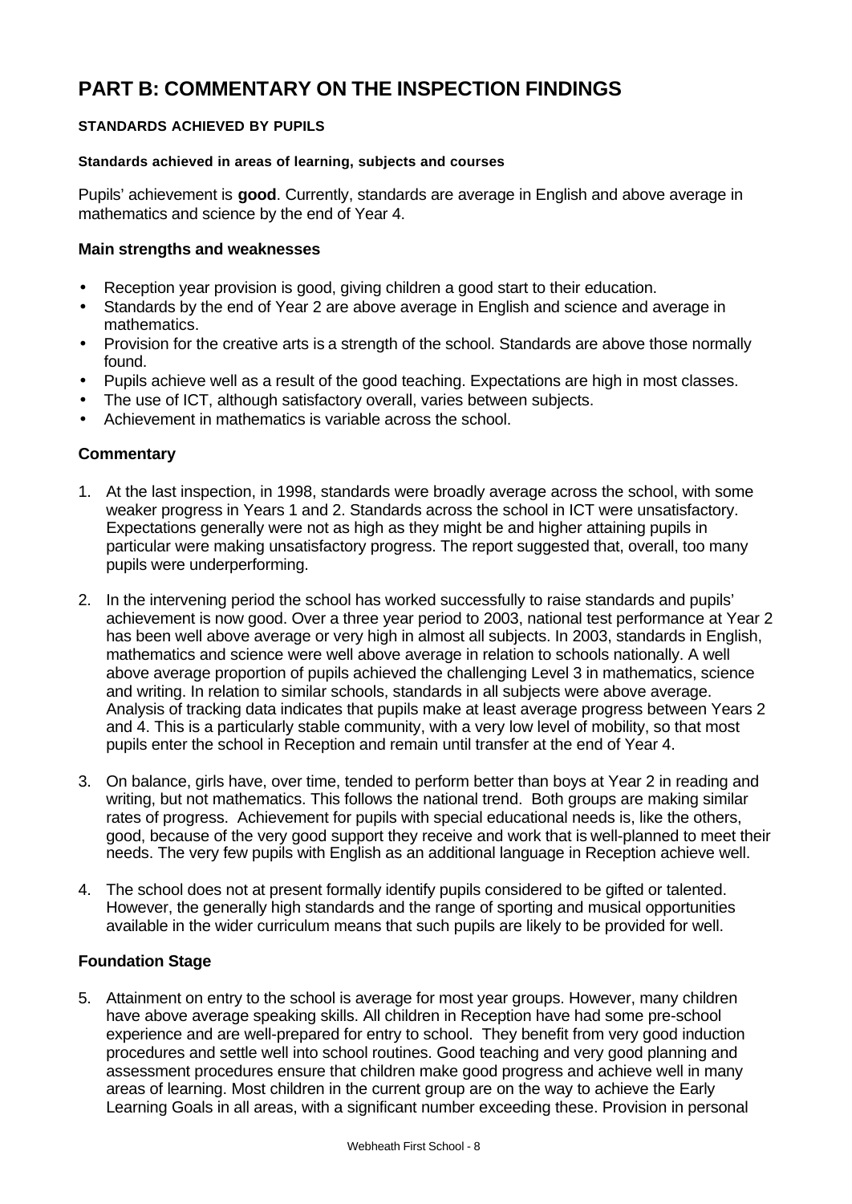# PART B: COMMENTARY ON THE INSPECTION FINDINGS

## STANDARDS ACHIEVED BY PUPILS

### Standards achieved in areas of learning, subjects and courses

Pupils' achievement is **good**. Currently, standards are average in English and above average in mathematics and science by the end of Year 4.

### Main strengths and weaknesses

- Reception year provision is good, giving children a good start to their education.
- Standards by the end of Year 2 are above average in English and science and average in mathematics.
- Provision for the creative arts is a strength of the school. Standards are above those normally found.
- Pupils achieve well as a result of the good teaching. Expectations are high in most classes.
- The use of ICT, although satisfactory overall, varies between subjects.
- Achievement in mathematics is variable across the school.

### Commentary

1. At the last inspection, in 1998, standards were broadly average across the school, with some weaker progress in Years 1 and 2. Standards across the school in ICT were unsatisfactory. Expectations generally were not as high as they might be and higher attaining pupils in particular were making unsatisfactory progress. The report suggested that, overall, too many pupils were underperforming.

2. In the intervening period the school has worked successfully to raise standards and pupils' achievement is now good. Over a three year period to 2003, national test performance at Year 2 has been well above average or very high in almost all subjects. In 2003, standards in English, mathematics and science were well above average in relation to schools nationally. A well above average proportion of pupils achieved the challenging Level 3 in mathematics, science and writing. In relation to similar schools, standards in all subjects were above average. Analysis of tracking data indicates that pupils make at least average progress between Years 2 and 4. This is a particularly stable community, with a very low level of mobility, so that most pupils enter the school in Reception and remain until transfer at the end of Year 4.

3. On balance, girls have, over time, tended to perform better than boys at Year 2 in reading and writing, but not mathematics. This follows the national trend. Both groups are making similar rates of progress. Achievement for pupils with special educational needs is, like the others, good, because of the very good support they receive and work that is well-planned to meet their needs. The very few pupils with English as an additional language in Reception achieve well.

4. The school does not at present formally identify pupils considered to be gifted or talented. However, the generally high standards and the range of sporting and musical opportunities available in the wider curriculum means that such pupils are likely to be provided for well.

### Foundation Stage

5. Attainment on entry to the school is average for most year groups. However, many children have above average speaking skills. All children in Reception have had some pre-school experience and are well-prepared for entry to school. They benefit from very good induction procedures and settle well into school routines. Good teaching and very good planning and assessment procedures ensure that children make good progress and achieve well in many areas of learning. Most children in the current group are on the way to achieve the Early Learning Goals in all areas, with a significant number exceeding these. Provision in personal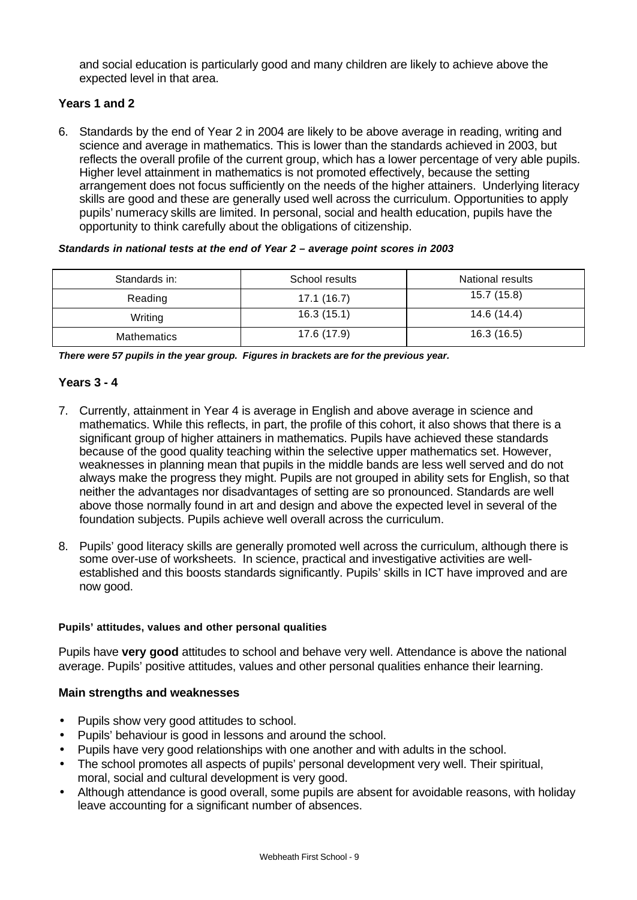and social education is particularly good and many children are likely to achieve above the expected level in that area.

### Years 1 and 2

6. Standards by the end of Year 2 in 2004 are likely to be above average in reading, writing and science and average in mathematics. This is lower than the standards achieved in 2003, but reflects the overall profile of the current group, which has a lower percentage of very able pupils. Higher level attainment in mathematics is not promoted effectively, because the setting arrangement does not focus sufficiently on the needs of the higher attainers. Underlying literacy skills are good and these are generally used well across the curriculum. Opportunities to apply pupils' numeracy skills are limited. In personal, social and health education, pupils have the opportunity to think carefully about the obligations of citizenship.

***Standards in national tests at the end of Year 2 – average point scores in 2003***

| Standards in: | School results | National results |
|---|---|---|
| Reading | 17.1 (16.7) | 15.7 (15.8) |
| Writing | 16.3 (15.1) | 14.6 (14.4) |
| Mathematics | 17.6 (17.9) | 16.3 (16.5) |

***There were 57 pupils in the year group. Figures in brackets are for the previous year.***

### Years 3 - 4

7. Currently, attainment in Year 4 is average in English and above average in science and mathematics. While this reflects, in part, the profile of this cohort, it also shows that there is a significant group of higher attainers in mathematics. Pupils have achieved these standards because of the good quality teaching within the selective upper mathematics set. However, weaknesses in planning mean that pupils in the middle bands are less well served and do not always make the progress they might. Pupils are not grouped in ability sets for English, so that neither the advantages nor disadvantages of setting are so pronounced. Standards are well above those normally found in art and design and above the expected level in several of the foundation subjects. Pupils achieve well overall across the curriculum.

8. Pupils' good literacy skills are generally promoted well across the curriculum, although there is some over-use of worksheets. In science, practical and investigative activities are well-established and this boosts standards significantly. Pupils' skills in ICT have improved and are now good.

#### Pupils' attitudes, values and other personal qualities

Pupils have **very good** attitudes to school and behave very well. Attendance is above the national average. Pupils' positive attitudes, values and other personal qualities enhance their learning.

### Main strengths and weaknesses

- Pupils show very good attitudes to school.
- Pupils' behaviour is good in lessons and around the school.
- Pupils have very good relationships with one another and with adults in the school.
- The school promotes all aspects of pupils' personal development very well. Their spiritual, moral, social and cultural development is very good.
- Although attendance is good overall, some pupils are absent for avoidable reasons, with holiday leave accounting for a significant number of absences.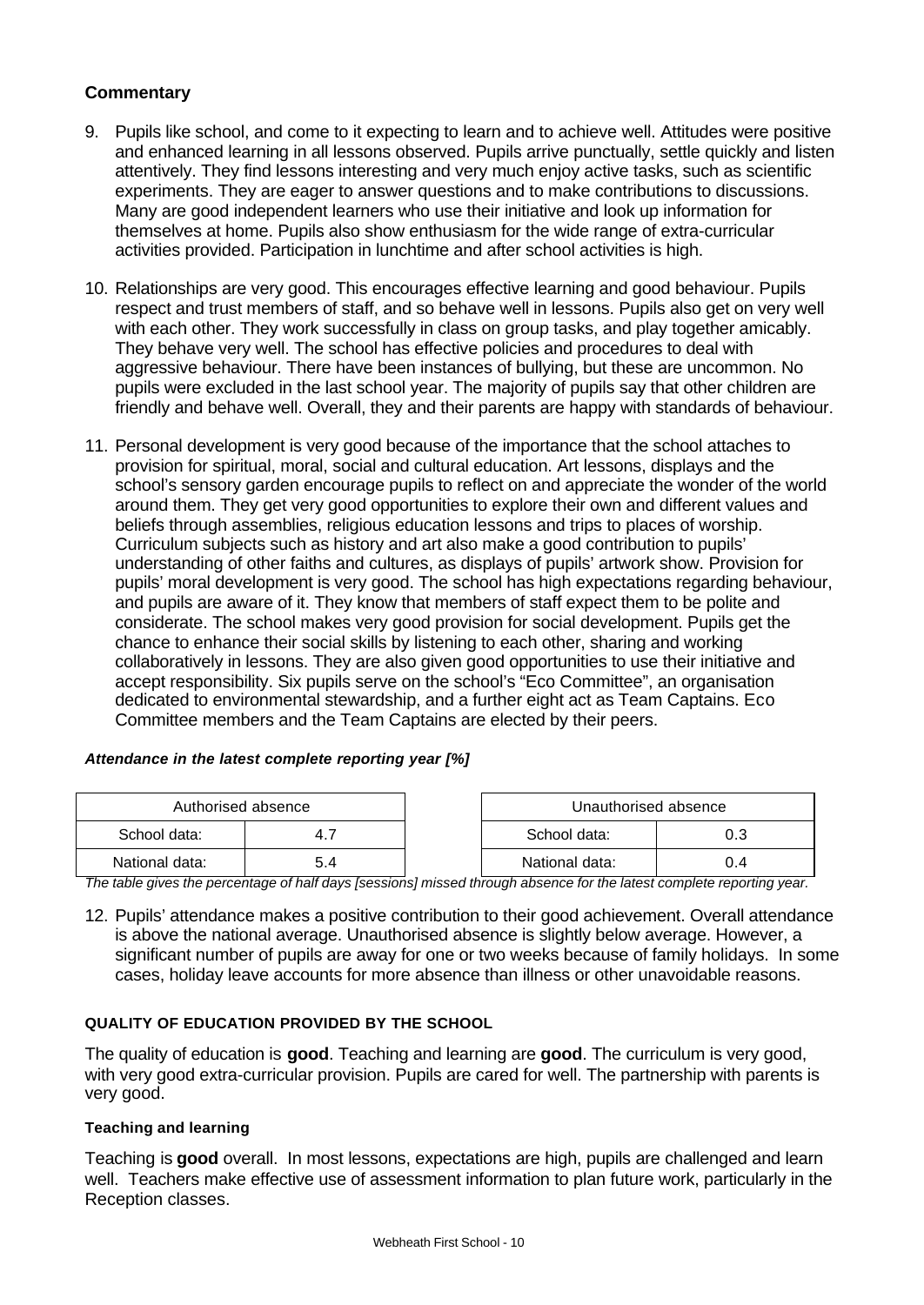## Commentary

9. Pupils like school, and come to it expecting to learn and to achieve well. Attitudes were positive and enhanced learning in all lessons observed. Pupils arrive punctually, settle quickly and listen attentively. They find lessons interesting and very much enjoy active tasks, such as scientific experiments. They are eager to answer questions and to make contributions to discussions. Many are good independent learners who use their initiative and look up information for themselves at home. Pupils also show enthusiasm for the wide range of extra-curricular activities provided. Participation in lunchtime and after school activities is high.

10. Relationships are very good. This encourages effective learning and good behaviour. Pupils respect and trust members of staff, and so behave well in lessons. Pupils also get on very well with each other. They work successfully in class on group tasks, and play together amicably. They behave very well. The school has effective policies and procedures to deal with aggressive behaviour. There have been instances of bullying, but these are uncommon. No pupils were excluded in the last school year. The majority of pupils say that other children are friendly and behave well. Overall, they and their parents are happy with standards of behaviour.

11. Personal development is very good because of the importance that the school attaches to provision for spiritual, moral, social and cultural education. Art lessons, displays and the school's sensory garden encourage pupils to reflect on and appreciate the wonder of the world around them. They get very good opportunities to explore their own and different values and beliefs through assemblies, religious education lessons and trips to places of worship. Curriculum subjects such as history and art also make a good contribution to pupils' understanding of other faiths and cultures, as displays of pupils' artwork show. Provision for pupils' moral development is very good. The school has high expectations regarding behaviour, and pupils are aware of it. They know that members of staff expect them to be polite and considerate. The school makes very good provision for social development. Pupils get the chance to enhance their social skills by listening to each other, sharing and working collaboratively in lessons. They are also given good opportunities to use their initiative and accept responsibility. Six pupils serve on the school's "Eco Committee", an organisation dedicated to environmental stewardship, and a further eight act as Team Captains. Eco Committee members and the Team Captains are elected by their peers.

***Attendance in the latest complete reporting year [%]***

| Authorised absence | |
|---|---|
| School data: | 4.7 |
| National data: | 5.4 |

| Unauthorised absence | |
|---|---|
| School data: | 0.3 |
| National data: | 0.4 |

*The table gives the percentage of half days [sessions] missed through absence for the latest complete reporting year.*

12. Pupils' attendance makes a positive contribution to their good achievement. Overall attendance is above the national average. Unauthorised absence is slightly below average. However, a significant number of pupils are away for one or two weeks because of family holidays. In some cases, holiday leave accounts for more absence than illness or other unavoidable reasons.

### QUALITY OF EDUCATION PROVIDED BY THE SCHOOL

The quality of education is **good**. Teaching and learning are **good**. The curriculum is very good, with very good extra-curricular provision. Pupils are cared for well. The partnership with parents is very good.

#### Teaching and learning

Teaching is **good** overall. In most lessons, expectations are high, pupils are challenged and learn well. Teachers make effective use of assessment information to plan future work, particularly in the Reception classes.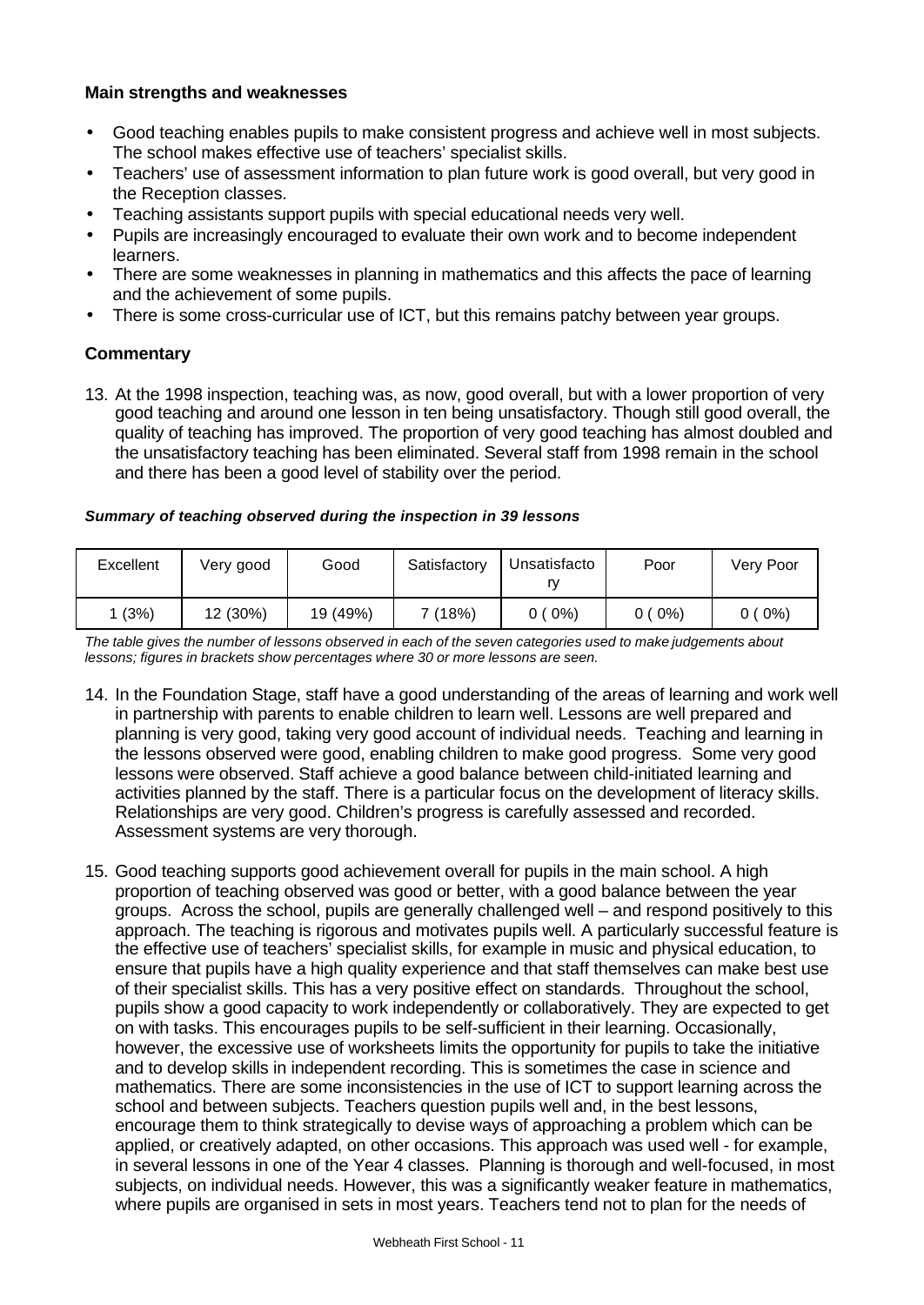**Main strengths and weaknesses**

- Good teaching enables pupils to make consistent progress and achieve well in most subjects. The school makes effective use of teachers' specialist skills.
- Teachers' use of assessment information to plan future work is good overall, but very good in the Reception classes.
- Teaching assistants support pupils with special educational needs very well.
- Pupils are increasingly encouraged to evaluate their own work and to become independent learners.
- There are some weaknesses in planning in mathematics and this affects the pace of learning and the achievement of some pupils.
- There is some cross-curricular use of ICT, but this remains patchy between year groups.

**Commentary**

13. At the 1998 inspection, teaching was, as now, good overall, but with a lower proportion of very good teaching and around one lesson in ten being unsatisfactory. Though still good overall, the quality of teaching has improved. The proportion of very good teaching has almost doubled and the unsatisfactory teaching has been eliminated. Several staff from 1998 remain in the school and there has been a good level of stability over the period.

***Summary of teaching observed during the inspection in 39 lessons***

| Excellent | Very good | Good | Satisfactory | Unsatisfactory | Poor | Very Poor |
|---|---|---|---|---|---|---|
| 1 (3%) | 12 (30%) | 19 (49%) | 7 (18%) | 0 ( 0%) | 0 ( 0%) | 0 ( 0%) |

*The table gives the number of lessons observed in each of the seven categories used to make judgements about lessons; figures in brackets show percentages where 30 or more lessons are seen.*

14. In the Foundation Stage, staff have a good understanding of the areas of learning and work well in partnership with parents to enable children to learn well. Lessons are well prepared and planning is very good, taking very good account of individual needs. Teaching and learning in the lessons observed were good, enabling children to make good progress. Some very good lessons were observed. Staff achieve a good balance between child-initiated learning and activities planned by the staff. There is a particular focus on the development of literacy skills. Relationships are very good. Children's progress is carefully assessed and recorded. Assessment systems are very thorough.

15. Good teaching supports good achievement overall for pupils in the main school. A high proportion of teaching observed was good or better, with a good balance between the year groups. Across the school, pupils are generally challenged well – and respond positively to this approach. The teaching is rigorous and motivates pupils well. A particularly successful feature is the effective use of teachers' specialist skills, for example in music and physical education, to ensure that pupils have a high quality experience and that staff themselves can make best use of their specialist skills. This has a very positive effect on standards. Throughout the school, pupils show a good capacity to work independently or collaboratively. They are expected to get on with tasks. This encourages pupils to be self-sufficient in their learning. Occasionally, however, the excessive use of worksheets limits the opportunity for pupils to take the initiative and to develop skills in independent recording. This is sometimes the case in science and mathematics. There are some inconsistencies in the use of ICT to support learning across the school and between subjects. Teachers question pupils well and, in the best lessons, encourage them to think strategically to devise ways of approaching a problem which can be applied, or creatively adapted, on other occasions. This approach was used well - for example, in several lessons in one of the Year 4 classes. Planning is thorough and well-focused, in most subjects, on individual needs. However, this was a significantly weaker feature in mathematics, where pupils are organised in sets in most years. Teachers tend not to plan for the needs of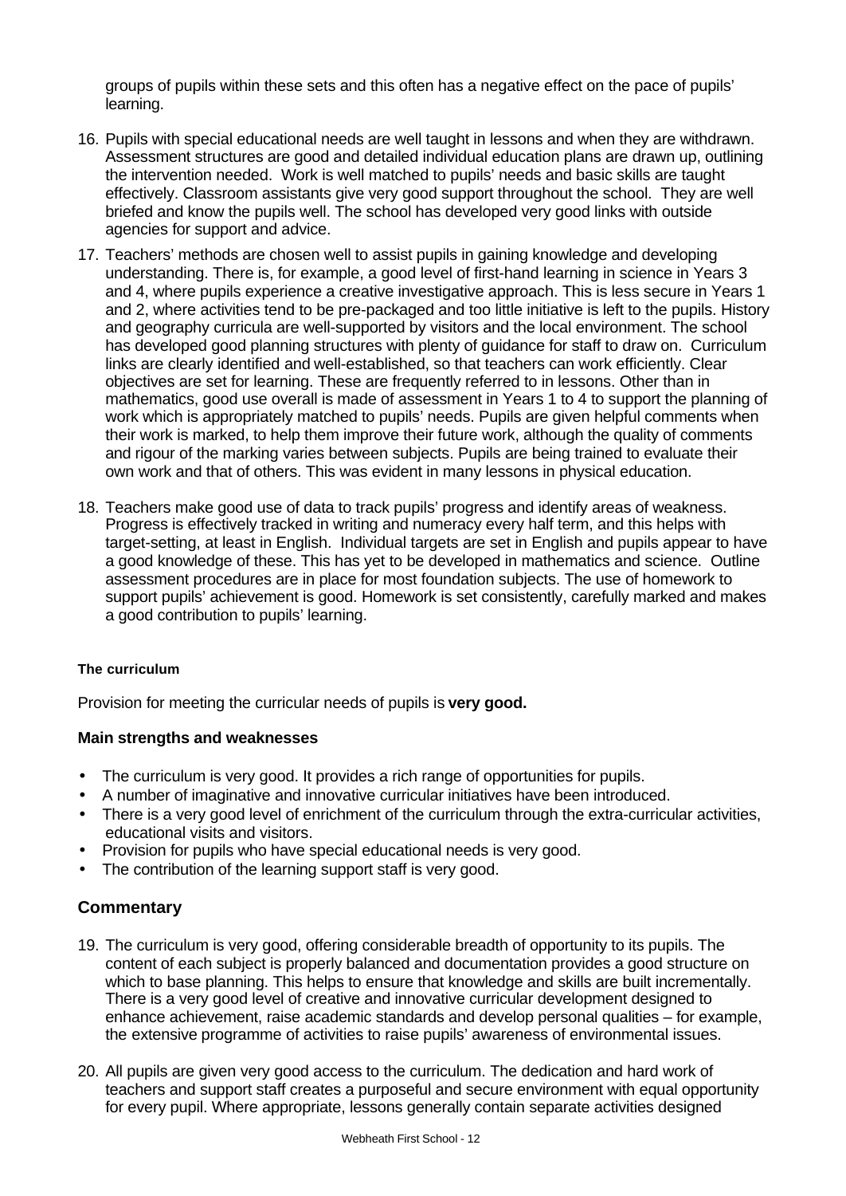groups of pupils within these sets and this often has a negative effect on the pace of pupils' learning.

16. Pupils with special educational needs are well taught in lessons and when they are withdrawn. Assessment structures are good and detailed individual education plans are drawn up, outlining the intervention needed. Work is well matched to pupils' needs and basic skills are taught effectively. Classroom assistants give very good support throughout the school. They are well briefed and know the pupils well. The school has developed very good links with outside agencies for support and advice.

17. Teachers' methods are chosen well to assist pupils in gaining knowledge and developing understanding. There is, for example, a good level of first-hand learning in science in Years 3 and 4, where pupils experience a creative investigative approach. This is less secure in Years 1 and 2, where activities tend to be pre-packaged and too little initiative is left to the pupils. History and geography curricula are well-supported by visitors and the local environment. The school has developed good planning structures with plenty of guidance for staff to draw on. Curriculum links are clearly identified and well-established, so that teachers can work efficiently. Clear objectives are set for learning. These are frequently referred to in lessons. Other than in mathematics, good use overall is made of assessment in Years 1 to 4 to support the planning of work which is appropriately matched to pupils' needs. Pupils are given helpful comments when their work is marked, to help them improve their future work, although the quality of comments and rigour of the marking varies between subjects. Pupils are being trained to evaluate their own work and that of others. This was evident in many lessons in physical education.

18. Teachers make good use of data to track pupils' progress and identify areas of weakness. Progress is effectively tracked in writing and numeracy every half term, and this helps with target-setting, at least in English. Individual targets are set in English and pupils appear to have a good knowledge of these. This has yet to be developed in mathematics and science. Outline assessment procedures are in place for most foundation subjects. The use of homework to support pupils' achievement is good. Homework is set consistently, carefully marked and makes a good contribution to pupils' learning.

#### The curriculum

Provision for meeting the curricular needs of pupils is **very good.**

**Main strengths and weaknesses**

- The curriculum is very good. It provides a rich range of opportunities for pupils.
- A number of imaginative and innovative curricular initiatives have been introduced.
- There is a very good level of enrichment of the curriculum through the extra-curricular activities, educational visits and visitors.
- Provision for pupils who have special educational needs is very good.
- The contribution of the learning support staff is very good.

## Commentary

19. The curriculum is very good, offering considerable breadth of opportunity to its pupils. The content of each subject is properly balanced and documentation provides a good structure on which to base planning. This helps to ensure that knowledge and skills are built incrementally. There is a very good level of creative and innovative curricular development designed to enhance achievement, raise academic standards and develop personal qualities – for example, the extensive programme of activities to raise pupils' awareness of environmental issues.

20. All pupils are given very good access to the curriculum. The dedication and hard work of teachers and support staff creates a purposeful and secure environment with equal opportunity for every pupil. Where appropriate, lessons generally contain separate activities designed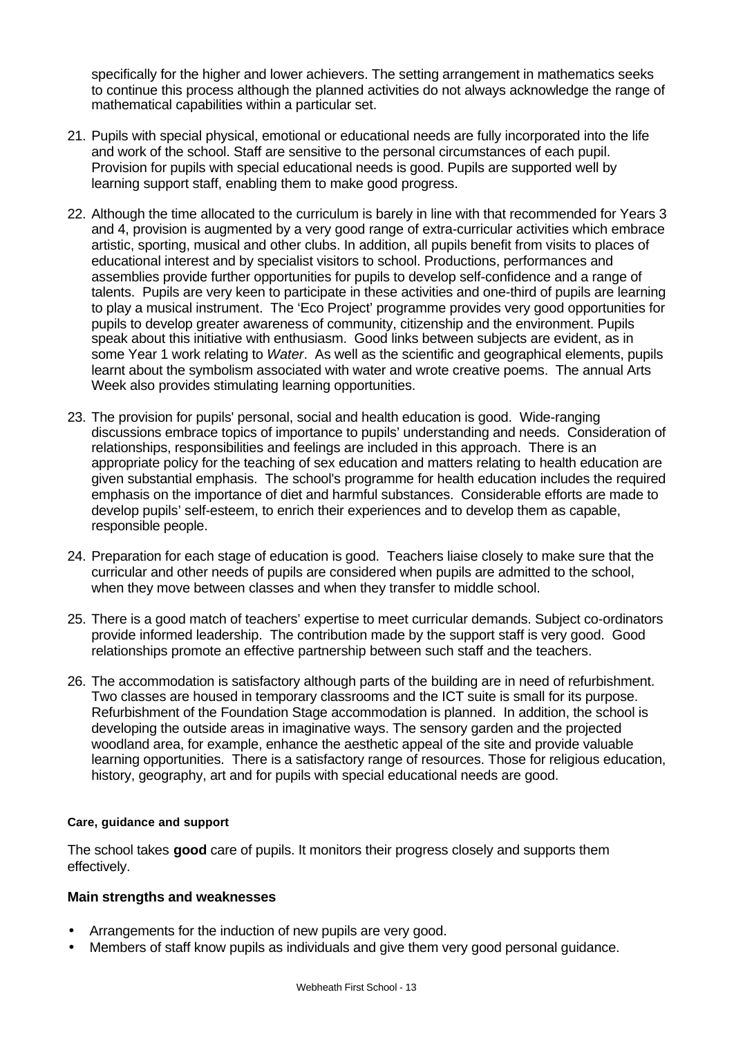specifically for the higher and lower achievers. The setting arrangement in mathematics seeks to continue this process although the planned activities do not always acknowledge the range of mathematical capabilities within a particular set.

21. Pupils with special physical, emotional or educational needs are fully incorporated into the life and work of the school. Staff are sensitive to the personal circumstances of each pupil. Provision for pupils with special educational needs is good. Pupils are supported well by learning support staff, enabling them to make good progress.

22. Although the time allocated to the curriculum is barely in line with that recommended for Years 3 and 4, provision is augmented by a very good range of extra-curricular activities which embrace artistic, sporting, musical and other clubs. In addition, all pupils benefit from visits to places of educational interest and by specialist visitors to school. Productions, performances and assemblies provide further opportunities for pupils to develop self-confidence and a range of talents. Pupils are very keen to participate in these activities and one-third of pupils are learning to play a musical instrument. The 'Eco Project' programme provides very good opportunities for pupils to develop greater awareness of community, citizenship and the environment. Pupils speak about this initiative with enthusiasm. Good links between subjects are evident, as in some Year 1 work relating to *Water*. As well as the scientific and geographical elements, pupils learnt about the symbolism associated with water and wrote creative poems. The annual Arts Week also provides stimulating learning opportunities.

23. The provision for pupils' personal, social and health education is good. Wide-ranging discussions embrace topics of importance to pupils' understanding and needs. Consideration of relationships, responsibilities and feelings are included in this approach. There is an appropriate policy for the teaching of sex education and matters relating to health education are given substantial emphasis. The school's programme for health education includes the required emphasis on the importance of diet and harmful substances. Considerable efforts are made to develop pupils' self-esteem, to enrich their experiences and to develop them as capable, responsible people.

24. Preparation for each stage of education is good. Teachers liaise closely to make sure that the curricular and other needs of pupils are considered when pupils are admitted to the school, when they move between classes and when they transfer to middle school.

25. There is a good match of teachers' expertise to meet curricular demands. Subject co-ordinators provide informed leadership. The contribution made by the support staff is very good. Good relationships promote an effective partnership between such staff and the teachers.

26. The accommodation is satisfactory although parts of the building are in need of refurbishment. Two classes are housed in temporary classrooms and the ICT suite is small for its purpose. Refurbishment of the Foundation Stage accommodation is planned. In addition, the school is developing the outside areas in imaginative ways. The sensory garden and the projected woodland area, for example, enhance the aesthetic appeal of the site and provide valuable learning opportunities. There is a satisfactory range of resources. Those for religious education, history, geography, art and for pupils with special educational needs are good.

#### Care, guidance and support

The school takes **good** care of pupils. It monitors their progress closely and supports them effectively.

### Main strengths and weaknesses

- Arrangements for the induction of new pupils are very good.
- Members of staff know pupils as individuals and give them very good personal guidance.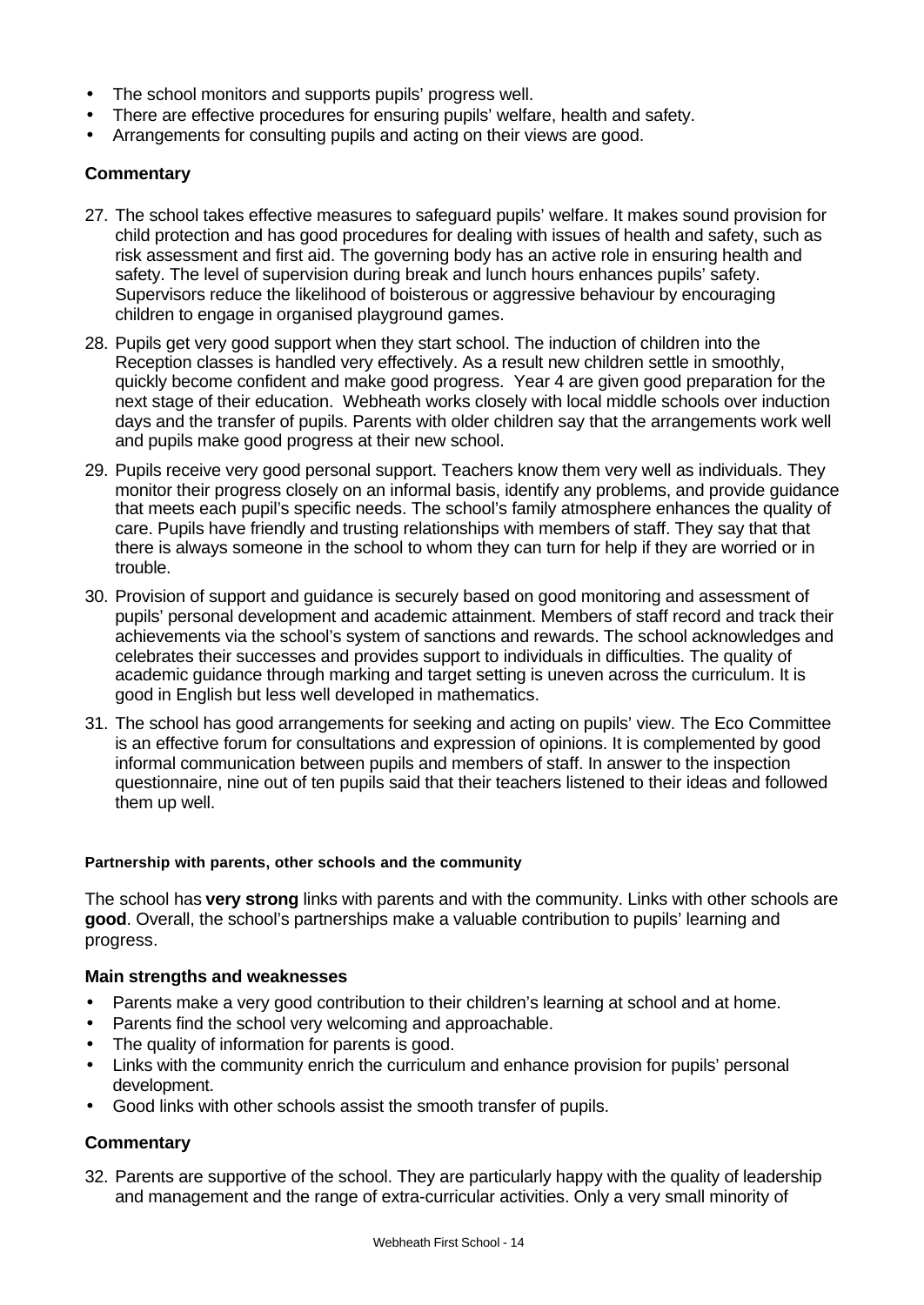- The school monitors and supports pupils' progress well.
- There are effective procedures for ensuring pupils' welfare, health and safety.
- Arrangements for consulting pupils and acting on their views are good.

### Commentary

27. The school takes effective measures to safeguard pupils' welfare. It makes sound provision for child protection and has good procedures for dealing with issues of health and safety, such as risk assessment and first aid. The governing body has an active role in ensuring health and safety. The level of supervision during break and lunch hours enhances pupils' safety. Supervisors reduce the likelihood of boisterous or aggressive behaviour by encouraging children to engage in organised playground games.

28. Pupils get very good support when they start school. The induction of children into the Reception classes is handled very effectively. As a result new children settle in smoothly, quickly become confident and make good progress. Year 4 are given good preparation for the next stage of their education. Webheath works closely with local middle schools over induction days and the transfer of pupils. Parents with older children say that the arrangements work well and pupils make good progress at their new school.

29. Pupils receive very good personal support. Teachers know them very well as individuals. They monitor their progress closely on an informal basis, identify any problems, and provide guidance that meets each pupil's specific needs. The school's family atmosphere enhances the quality of care. Pupils have friendly and trusting relationships with members of staff. They say that that there is always someone in the school to whom they can turn for help if they are worried or in trouble.

30. Provision of support and guidance is securely based on good monitoring and assessment of pupils' personal development and academic attainment. Members of staff record and track their achievements via the school's system of sanctions and rewards. The school acknowledges and celebrates their successes and provides support to individuals in difficulties. The quality of academic guidance through marking and target setting is uneven across the curriculum. It is good in English but less well developed in mathematics.

31. The school has good arrangements for seeking and acting on pupils' view. The Eco Committee is an effective forum for consultations and expression of opinions. It is complemented by good informal communication between pupils and members of staff. In answer to the inspection questionnaire, nine out of ten pupils said that their teachers listened to their ideas and followed them up well.

#### Partnership with parents, other schools and the community

The school has **very strong** links with parents and with the community. Links with other schools are **good**. Overall, the school's partnerships make a valuable contribution to pupils' learning and progress.

### Main strengths and weaknesses

- Parents make a very good contribution to their children's learning at school and at home.
- Parents find the school very welcoming and approachable.
- The quality of information for parents is good.
- Links with the community enrich the curriculum and enhance provision for pupils' personal development.
- Good links with other schools assist the smooth transfer of pupils.

### Commentary

32. Parents are supportive of the school. They are particularly happy with the quality of leadership and management and the range of extra-curricular activities. Only a very small minority of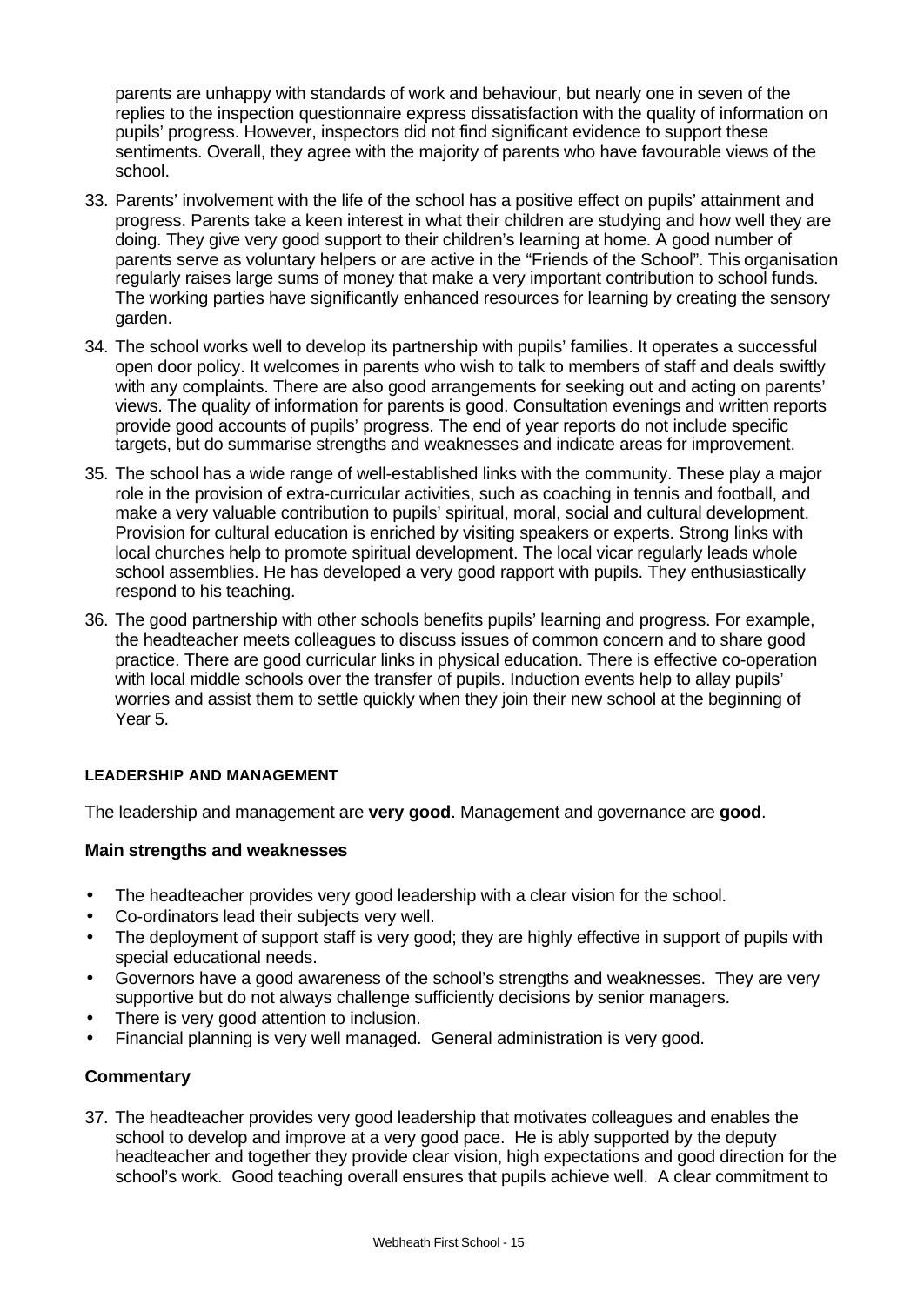parents are unhappy with standards of work and behaviour, but nearly one in seven of the replies to the inspection questionnaire express dissatisfaction with the quality of information on pupils' progress. However, inspectors did not find significant evidence to support these sentiments. Overall, they agree with the majority of parents who have favourable views of the school.

33. Parents' involvement with the life of the school has a positive effect on pupils' attainment and progress. Parents take a keen interest in what their children are studying and how well they are doing. They give very good support to their children's learning at home. A good number of parents serve as voluntary helpers or are active in the "Friends of the School". This organisation regularly raises large sums of money that make a very important contribution to school funds. The working parties have significantly enhanced resources for learning by creating the sensory garden.

34. The school works well to develop its partnership with pupils' families. It operates a successful open door policy. It welcomes in parents who wish to talk to members of staff and deals swiftly with any complaints. There are also good arrangements for seeking out and acting on parents' views. The quality of information for parents is good. Consultation evenings and written reports provide good accounts of pupils' progress. The end of year reports do not include specific targets, but do summarise strengths and weaknesses and indicate areas for improvement.

35. The school has a wide range of well-established links with the community. These play a major role in the provision of extra-curricular activities, such as coaching in tennis and football, and make a very valuable contribution to pupils' spiritual, moral, social and cultural development. Provision for cultural education is enriched by visiting speakers or experts. Strong links with local churches help to promote spiritual development. The local vicar regularly leads whole school assemblies. He has developed a very good rapport with pupils. They enthusiastically respond to his teaching.

36. The good partnership with other schools benefits pupils' learning and progress. For example, the headteacher meets colleagues to discuss issues of common concern and to share good practice. There are good curricular links in physical education. There is effective co-operation with local middle schools over the transfer of pupils. Induction events help to allay pupils' worries and assist them to settle quickly when they join their new school at the beginning of Year 5.

## LEADERSHIP AND MANAGEMENT

The leadership and management are **very good**. Management and governance are **good**.

### Main strengths and weaknesses

- The headteacher provides very good leadership with a clear vision for the school.
- Co-ordinators lead their subjects very well.
- The deployment of support staff is very good; they are highly effective in support of pupils with special educational needs.
- Governors have a good awareness of the school's strengths and weaknesses. They are very supportive but do not always challenge sufficiently decisions by senior managers.
- There is very good attention to inclusion.
- Financial planning is very well managed. General administration is very good.

### Commentary

37. The headteacher provides very good leadership that motivates colleagues and enables the school to develop and improve at a very good pace. He is ably supported by the deputy headteacher and together they provide clear vision, high expectations and good direction for the school's work. Good teaching overall ensures that pupils achieve well. A clear commitment to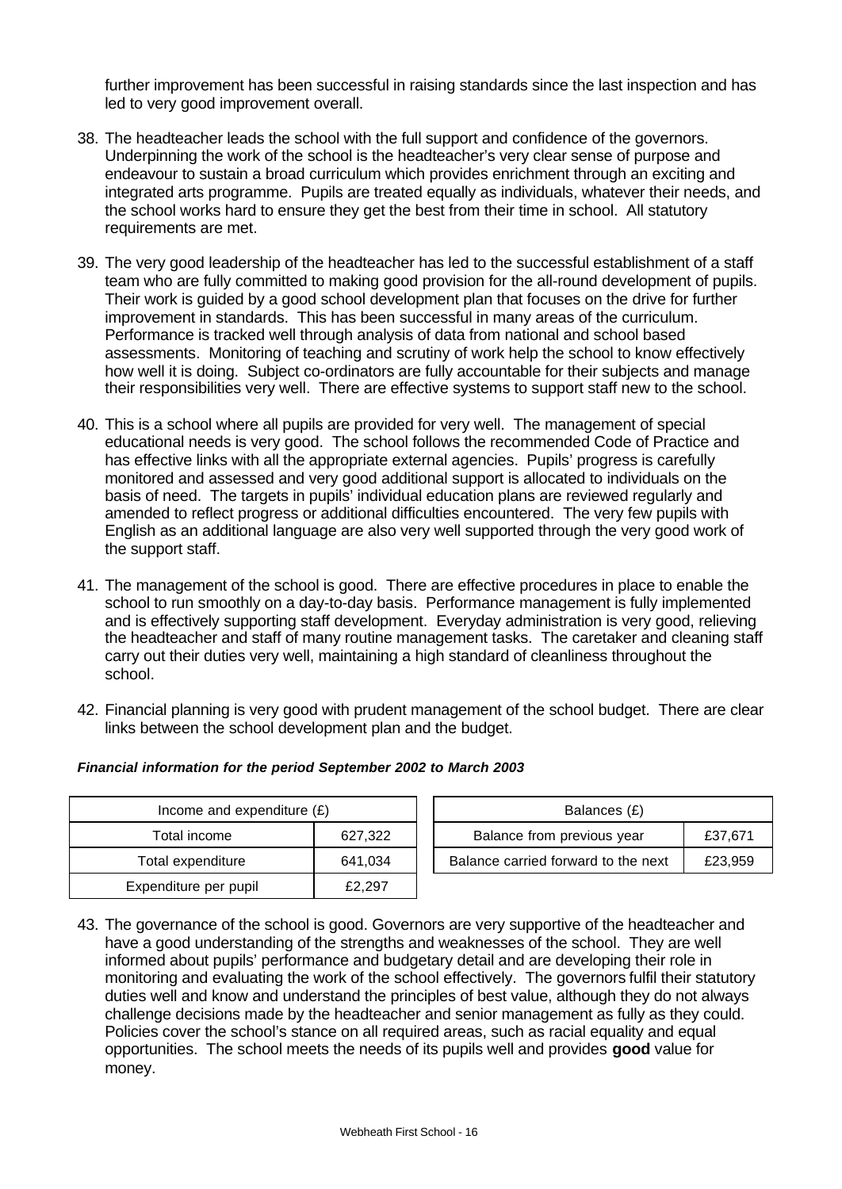further improvement has been successful in raising standards since the last inspection and has led to very good improvement overall.

38. The headteacher leads the school with the full support and confidence of the governors. Underpinning the work of the school is the headteacher's very clear sense of purpose and endeavour to sustain a broad curriculum which provides enrichment through an exciting and integrated arts programme. Pupils are treated equally as individuals, whatever their needs, and the school works hard to ensure they get the best from their time in school. All statutory requirements are met.

39. The very good leadership of the headteacher has led to the successful establishment of a staff team who are fully committed to making good provision for the all-round development of pupils. Their work is guided by a good school development plan that focuses on the drive for further improvement in standards. This has been successful in many areas of the curriculum. Performance is tracked well through analysis of data from national and school based assessments. Monitoring of teaching and scrutiny of work help the school to know effectively how well it is doing. Subject co-ordinators are fully accountable for their subjects and manage their responsibilities very well. There are effective systems to support staff new to the school.

40. This is a school where all pupils are provided for very well. The management of special educational needs is very good. The school follows the recommended Code of Practice and has effective links with all the appropriate external agencies. Pupils' progress is carefully monitored and assessed and very good additional support is allocated to individuals on the basis of need. The targets in pupils' individual education plans are reviewed regularly and amended to reflect progress or additional difficulties encountered. The very few pupils with English as an additional language are also very well supported through the very good work of the support staff.

41. The management of the school is good. There are effective procedures in place to enable the school to run smoothly on a day-to-day basis. Performance management is fully implemented and is effectively supporting staff development. Everyday administration is very good, relieving the headteacher and staff of many routine management tasks. The caretaker and cleaning staff carry out their duties very well, maintaining a high standard of cleanliness throughout the school.

42. Financial planning is very good with prudent management of the school budget. There are clear links between the school development plan and the budget.

***Financial information for the period September 2002 to March 2003***

| Income and expenditure (£) | |
|---|---|
| Total income | 627,322 |
| Total expenditure | 641,034 |
| Expenditure per pupil | £2,297 |

| Balances (£) | |
|---|---|
| Balance from previous year | £37,671 |
| Balance carried forward to the next | £23,959 |

43. The governance of the school is good. Governors are very supportive of the headteacher and have a good understanding of the strengths and weaknesses of the school. They are well informed about pupils' performance and budgetary detail and are developing their role in monitoring and evaluating the work of the school effectively. The governors fulfil their statutory duties well and know and understand the principles of best value, although they do not always challenge decisions made by the headteacher and senior management as fully as they could. Policies cover the school's stance on all required areas, such as racial equality and equal opportunities. The school meets the needs of its pupils well and provides **good** value for money.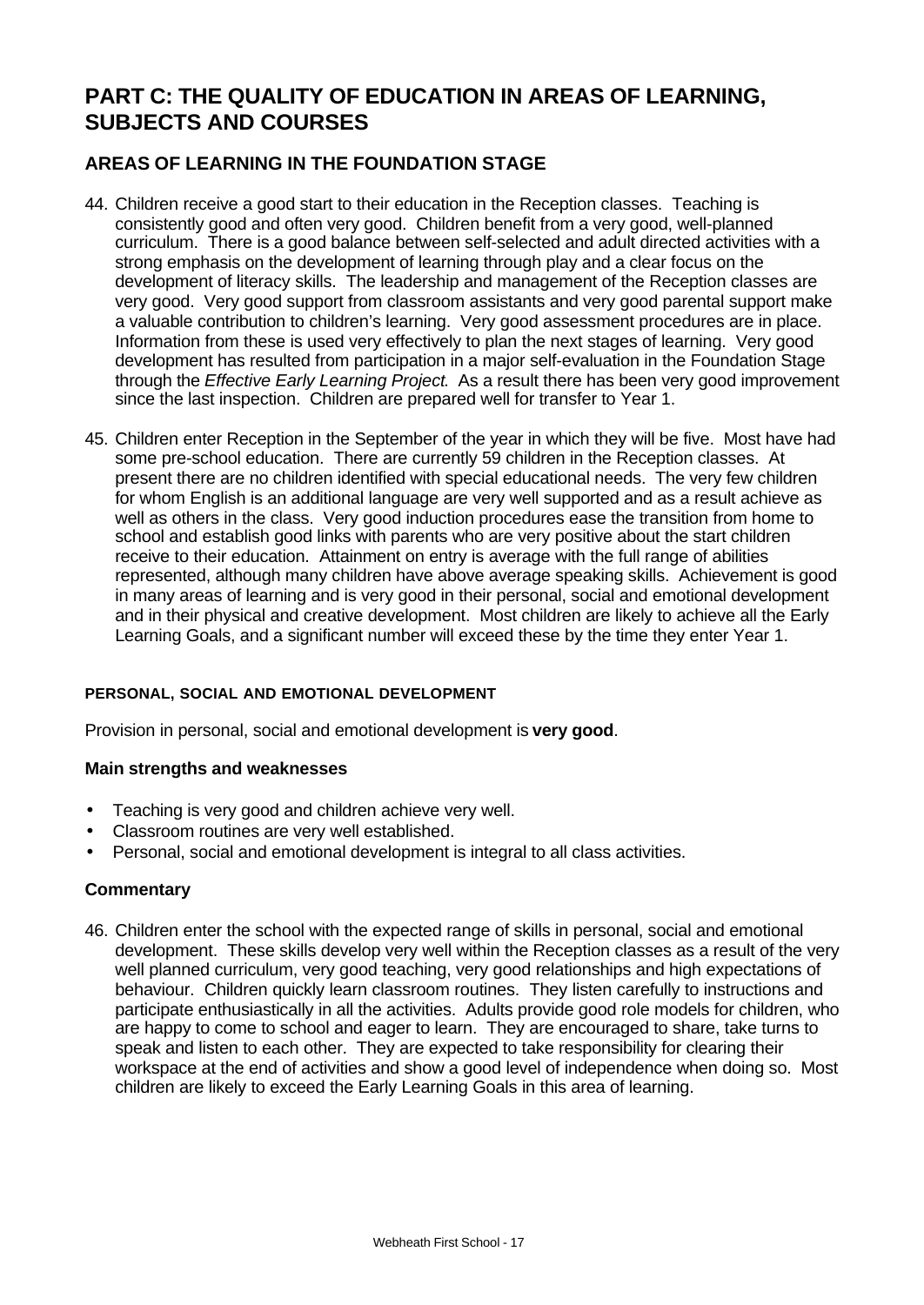# PART C: THE QUALITY OF EDUCATION IN AREAS OF LEARNING, SUBJECTS AND COURSES

## AREAS OF LEARNING IN THE FOUNDATION STAGE

44. Children receive a good start to their education in the Reception classes. Teaching is consistently good and often very good. Children benefit from a very good, well-planned curriculum. There is a good balance between self-selected and adult directed activities with a strong emphasis on the development of learning through play and a clear focus on the development of literacy skills. The leadership and management of the Reception classes are very good. Very good support from classroom assistants and very good parental support make a valuable contribution to children's learning. Very good assessment procedures are in place. Information from these is used very effectively to plan the next stages of learning. Very good development has resulted from participation in a major self-evaluation in the Foundation Stage through the *Effective Early Learning Project*. As a result there has been very good improvement since the last inspection. Children are prepared well for transfer to Year 1.

45. Children enter Reception in the September of the year in which they will be five. Most have had some pre-school education. There are currently 59 children in the Reception classes. At present there are no children identified with special educational needs. The very few children for whom English is an additional language are very well supported and as a result achieve as well as others in the class. Very good induction procedures ease the transition from home to school and establish good links with parents who are very positive about the start children receive to their education. Attainment on entry is average with the full range of abilities represented, although many children have above average speaking skills. Achievement is good in many areas of learning and is very good in their personal, social and emotional development and in their physical and creative development. Most children are likely to achieve all the Early Learning Goals, and a significant number will exceed these by the time they enter Year 1.

#### PERSONAL, SOCIAL AND EMOTIONAL DEVELOPMENT

Provision in personal, social and emotional development is **very good**.

### Main strengths and weaknesses

- Teaching is very good and children achieve very well.
- Classroom routines are very well established.
- Personal, social and emotional development is integral to all class activities.

### Commentary

46. Children enter the school with the expected range of skills in personal, social and emotional development. These skills develop very well within the Reception classes as a result of the very well planned curriculum, very good teaching, very good relationships and high expectations of behaviour. Children quickly learn classroom routines. They listen carefully to instructions and participate enthusiastically in all the activities. Adults provide good role models for children, who are happy to come to school and eager to learn. They are encouraged to share, take turns to speak and listen to each other. They are expected to take responsibility for clearing their workspace at the end of activities and show a good level of independence when doing so. Most children are likely to exceed the Early Learning Goals in this area of learning.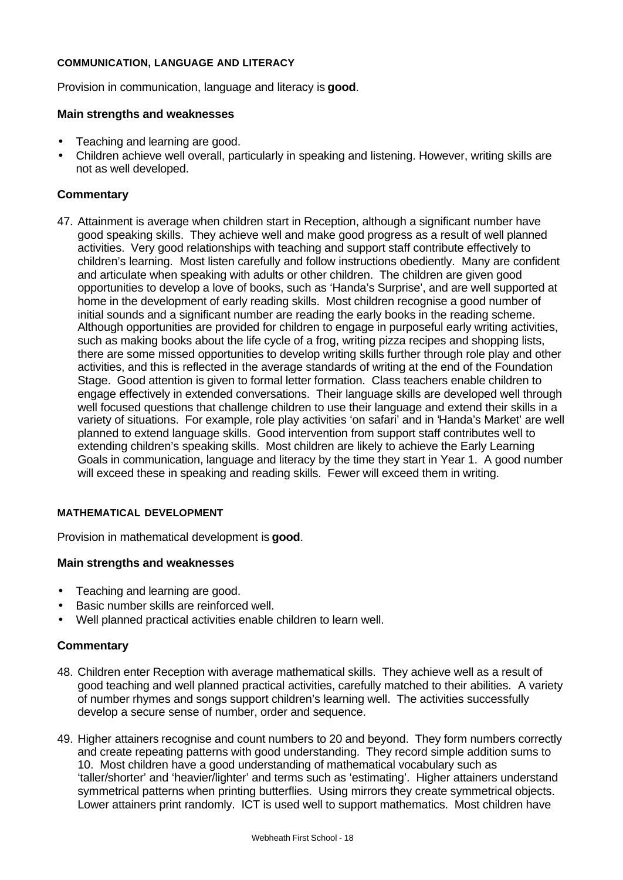#### COMMUNICATION, LANGUAGE AND LITERACY

Provision in communication, language and literacy is **good**.

**Main strengths and weaknesses**

- Teaching and learning are good.
- Children achieve well overall, particularly in speaking and listening. However, writing skills are not as well developed.

### Commentary

47. Attainment is average when children start in Reception, although a significant number have good speaking skills. They achieve well and make good progress as a result of well planned activities. Very good relationships with teaching and support staff contribute effectively to children's learning. Most listen carefully and follow instructions obediently. Many are confident and articulate when speaking with adults or other children. The children are given good opportunities to develop a love of books, such as 'Handa's Surprise', and are well supported at home in the development of early reading skills. Most children recognise a good number of initial sounds and a significant number are reading the early books in the reading scheme. Although opportunities are provided for children to engage in purposeful early writing activities, such as making books about the life cycle of a frog, writing pizza recipes and shopping lists, there are some missed opportunities to develop writing skills further through role play and other activities, and this is reflected in the average standards of writing at the end of the Foundation Stage. Good attention is given to formal letter formation. Class teachers enable children to engage effectively in extended conversations. Their language skills are developed well through well focused questions that challenge children to use their language and extend their skills in a variety of situations. For example, role play activities 'on safari' and in 'Handa's Market' are well planned to extend language skills. Good intervention from support staff contributes well to extending children's speaking skills. Most children are likely to achieve the Early Learning Goals in communication, language and literacy by the time they start in Year 1. A good number will exceed these in speaking and reading skills. Fewer will exceed them in writing.

#### MATHEMATICAL DEVELOPMENT

Provision in mathematical development is **good**.

**Main strengths and weaknesses**

- Teaching and learning are good.
- Basic number skills are reinforced well.
- Well planned practical activities enable children to learn well.

### Commentary

48. Children enter Reception with average mathematical skills. They achieve well as a result of good teaching and well planned practical activities, carefully matched to their abilities. A variety of number rhymes and songs support children's learning well. The activities successfully develop a secure sense of number, order and sequence.

49. Higher attainers recognise and count numbers to 20 and beyond. They form numbers correctly and create repeating patterns with good understanding. They record simple addition sums to 10. Most children have a good understanding of mathematical vocabulary such as 'taller/shorter' and 'heavier/lighter' and terms such as 'estimating'. Higher attainers understand symmetrical patterns when printing butterflies. Using mirrors they create symmetrical objects. Lower attainers print randomly. ICT is used well to support mathematics. Most children have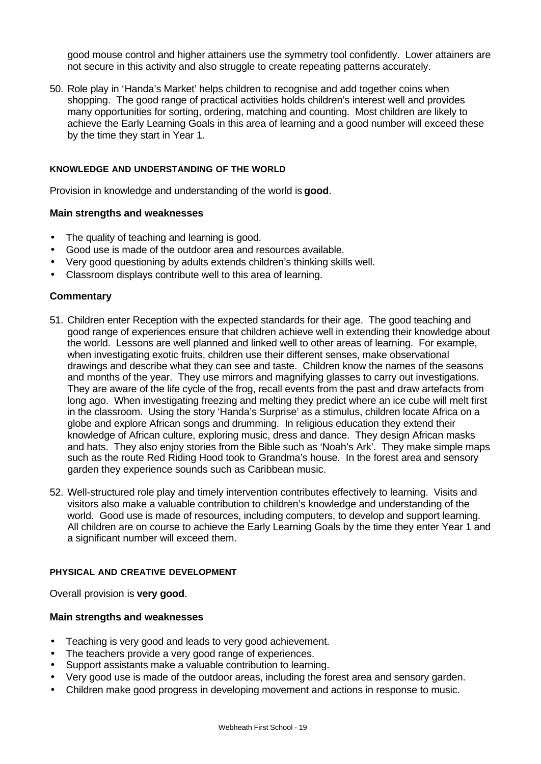good mouse control and higher attainers use the symmetry tool confidently. Lower attainers are not secure in this activity and also struggle to create repeating patterns accurately.

50. Role play in 'Handa's Market' helps children to recognise and add together coins when shopping. The good range of practical activities holds children's interest well and provides many opportunities for sorting, ordering, matching and counting. Most children are likely to achieve the Early Learning Goals in this area of learning and a good number will exceed these by the time they start in Year 1.

#### KNOWLEDGE AND UNDERSTANDING OF THE WORLD

Provision in knowledge and understanding of the world is **good**.

**Main strengths and weaknesses**

- The quality of teaching and learning is good.
- Good use is made of the outdoor area and resources available.
- Very good questioning by adults extends children's thinking skills well.
- Classroom displays contribute well to this area of learning.

### Commentary

51. Children enter Reception with the expected standards for their age. The good teaching and good range of experiences ensure that children achieve well in extending their knowledge about the world. Lessons are well planned and linked well to other areas of learning. For example, when investigating exotic fruits, children use their different senses, make observational drawings and describe what they can see and taste. Children know the names of the seasons and months of the year. They use mirrors and magnifying glasses to carry out investigations. They are aware of the life cycle of the frog, recall events from the past and draw artefacts from long ago. When investigating freezing and melting they predict where an ice cube will melt first in the classroom. Using the story 'Handa's Surprise' as a stimulus, children locate Africa on a globe and explore African songs and drumming. In religious education they extend their knowledge of African culture, exploring music, dress and dance. They design African masks and hats. They also enjoy stories from the Bible such as 'Noah's Ark'. They make simple maps such as the route Red Riding Hood took to Grandma's house. In the forest area and sensory garden they experience sounds such as Caribbean music.

52. Well-structured role play and timely intervention contributes effectively to learning. Visits and visitors also make a valuable contribution to children's knowledge and understanding of the world. Good use is made of resources, including computers, to develop and support learning. All children are on course to achieve the Early Learning Goals by the time they enter Year 1 and a significant number will exceed them.

#### PHYSICAL AND CREATIVE DEVELOPMENT

Overall provision is **very good**.

**Main strengths and weaknesses**

- Teaching is very good and leads to very good achievement.
- The teachers provide a very good range of experiences.
- Support assistants make a valuable contribution to learning.
- Very good use is made of the outdoor areas, including the forest area and sensory garden.
- Children make good progress in developing movement and actions in response to music.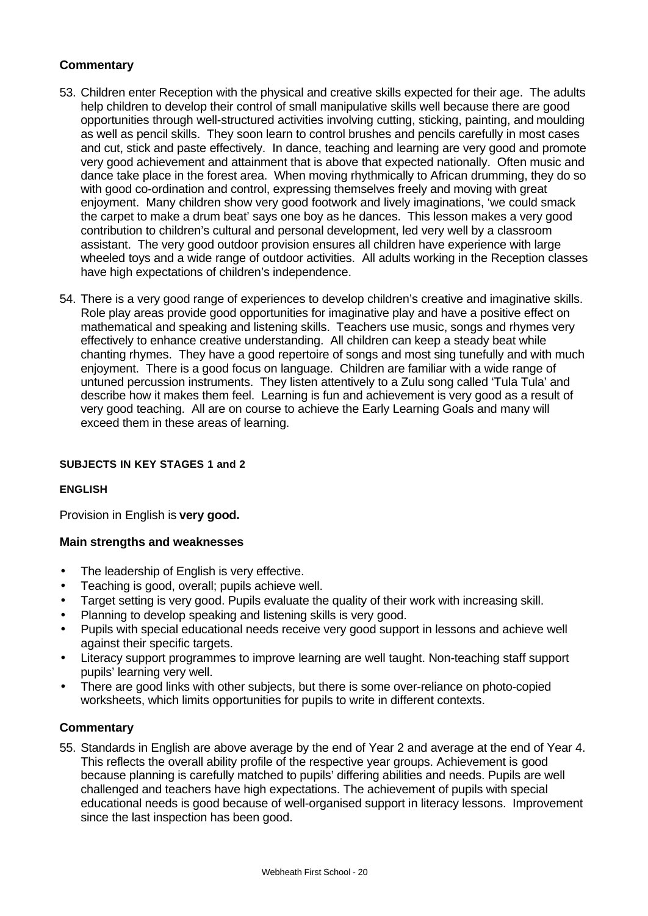## Commentary

53. Children enter Reception with the physical and creative skills expected for their age. The adults help children to develop their control of small manipulative skills well because there are good opportunities through well-structured activities involving cutting, sticking, painting, and moulding as well as pencil skills. They soon learn to control brushes and pencils carefully in most cases and cut, stick and paste effectively. In dance, teaching and learning are very good and promote very good achievement and attainment that is above that expected nationally. Often music and dance take place in the forest area. When moving rhythmically to African drumming, they do so with good co-ordination and control, expressing themselves freely and moving with great enjoyment. Many children show very good footwork and lively imaginations, 'we could smack the carpet to make a drum beat' says one boy as he dances. This lesson makes a very good contribution to children's cultural and personal development, led very well by a classroom assistant. The very good outdoor provision ensures all children have experience with large wheeled toys and a wide range of outdoor activities. All adults working in the Reception classes have high expectations of children's independence.

54. There is a very good range of experiences to develop children's creative and imaginative skills. Role play areas provide good opportunities for imaginative play and have a positive effect on mathematical and speaking and listening skills. Teachers use music, songs and rhymes very effectively to enhance creative understanding. All children can keep a steady beat while chanting rhymes. They have a good repertoire of songs and most sing tunefully and with much enjoyment. There is a good focus on language. Children are familiar with a wide range of untuned percussion instruments. They listen attentively to a Zulu song called 'Tula Tula' and describe how it makes them feel. Learning is fun and achievement is very good as a result of very good teaching. All are on course to achieve the Early Learning Goals and many will exceed them in these areas of learning.

# SUBJECTS IN KEY STAGES 1 and 2

## ENGLISH

Provision in English is **very good.**

### Main strengths and weaknesses

- The leadership of English is very effective.
- Teaching is good, overall; pupils achieve well.
- Target setting is very good. Pupils evaluate the quality of their work with increasing skill.
- Planning to develop speaking and listening skills is very good.
- Pupils with special educational needs receive very good support in lessons and achieve well against their specific targets.
- Literacy support programmes to improve learning are well taught. Non-teaching staff support pupils' learning very well.
- There are good links with other subjects, but there is some over-reliance on photo-copied worksheets, which limits opportunities for pupils to write in different contexts.

### Commentary

55. Standards in English are above average by the end of Year 2 and average at the end of Year 4. This reflects the overall ability profile of the respective year groups. Achievement is good because planning is carefully matched to pupils' differing abilities and needs. Pupils are well challenged and teachers have high expectations. The achievement of pupils with special educational needs is good because of well-organised support in literacy lessons. Improvement since the last inspection has been good.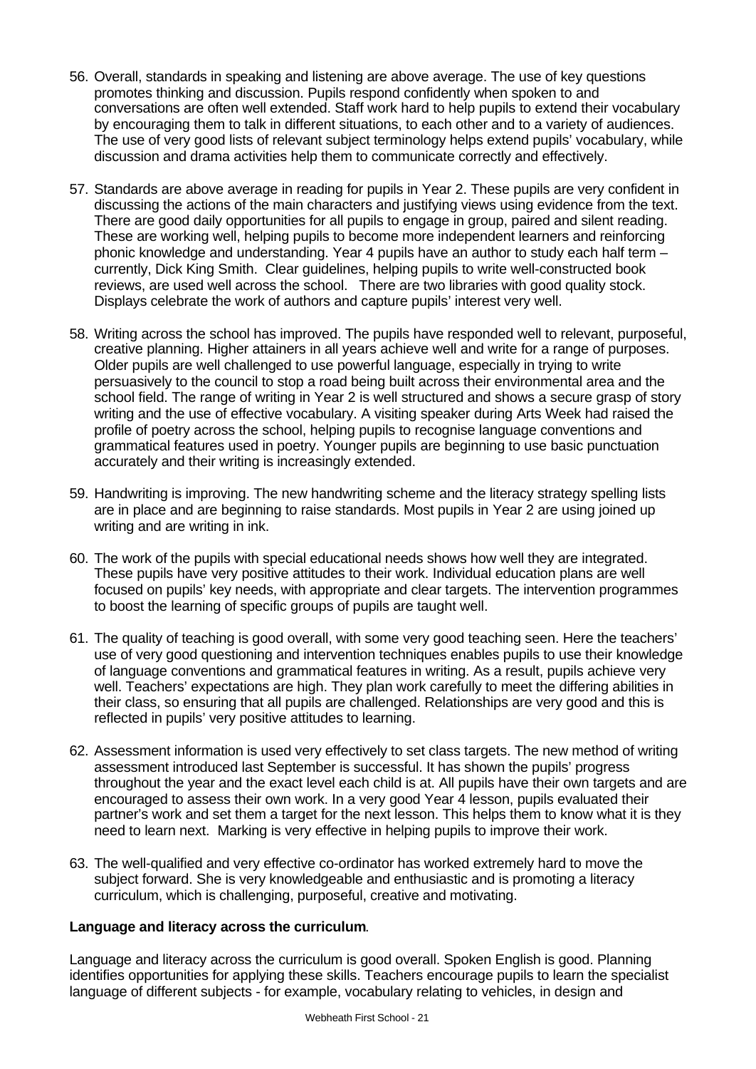56. Overall, standards in speaking and listening are above average. The use of key questions promotes thinking and discussion. Pupils respond confidently when spoken to and conversations are often well extended. Staff work hard to help pupils to extend their vocabulary by encouraging them to talk in different situations, to each other and to a variety of audiences. The use of very good lists of relevant subject terminology helps extend pupils' vocabulary, while discussion and drama activities help them to communicate correctly and effectively.

57. Standards are above average in reading for pupils in Year 2. These pupils are very confident in discussing the actions of the main characters and justifying views using evidence from the text. There are good daily opportunities for all pupils to engage in group, paired and silent reading. These are working well, helping pupils to become more independent learners and reinforcing phonic knowledge and understanding. Year 4 pupils have an author to study each half term – currently, Dick King Smith. Clear guidelines, helping pupils to write well-constructed book reviews, are used well across the school. There are two libraries with good quality stock. Displays celebrate the work of authors and capture pupils' interest very well.

58. Writing across the school has improved. The pupils have responded well to relevant, purposeful, creative planning. Higher attainers in all years achieve well and write for a range of purposes. Older pupils are well challenged to use powerful language, especially in trying to write persuasively to the council to stop a road being built across their environmental area and the school field. The range of writing in Year 2 is well structured and shows a secure grasp of story writing and the use of effective vocabulary. A visiting speaker during Arts Week had raised the profile of poetry across the school, helping pupils to recognise language conventions and grammatical features used in poetry. Younger pupils are beginning to use basic punctuation accurately and their writing is increasingly extended.

59. Handwriting is improving. The new handwriting scheme and the literacy strategy spelling lists are in place and are beginning to raise standards. Most pupils in Year 2 are using joined up writing and are writing in ink.

60. The work of the pupils with special educational needs shows how well they are integrated. These pupils have very positive attitudes to their work. Individual education plans are well focused on pupils' key needs, with appropriate and clear targets. The intervention programmes to boost the learning of specific groups of pupils are taught well.

61. The quality of teaching is good overall, with some very good teaching seen. Here the teachers' use of very good questioning and intervention techniques enables pupils to use their knowledge of language conventions and grammatical features in writing. As a result, pupils achieve very well. Teachers' expectations are high. They plan work carefully to meet the differing abilities in their class, so ensuring that all pupils are challenged. Relationships are very good and this is reflected in pupils' very positive attitudes to learning.

62. Assessment information is used very effectively to set class targets. The new method of writing assessment introduced last September is successful. It has shown the pupils' progress throughout the year and the exact level each child is at. All pupils have their own targets and are encouraged to assess their own work. In a very good Year 4 lesson, pupils evaluated their partner's work and set them a target for the next lesson. This helps them to know what it is they need to learn next. Marking is very effective in helping pupils to improve their work.

63. The well-qualified and very effective co-ordinator has worked extremely hard to move the subject forward. She is very knowledgeable and enthusiastic and is promoting a literacy curriculum, which is challenging, purposeful, creative and motivating.

**Language and literacy across the curriculum**.

Language and literacy across the curriculum is good overall. Spoken English is good. Planning identifies opportunities for applying these skills. Teachers encourage pupils to learn the specialist language of different subjects - for example, vocabulary relating to vehicles, in design and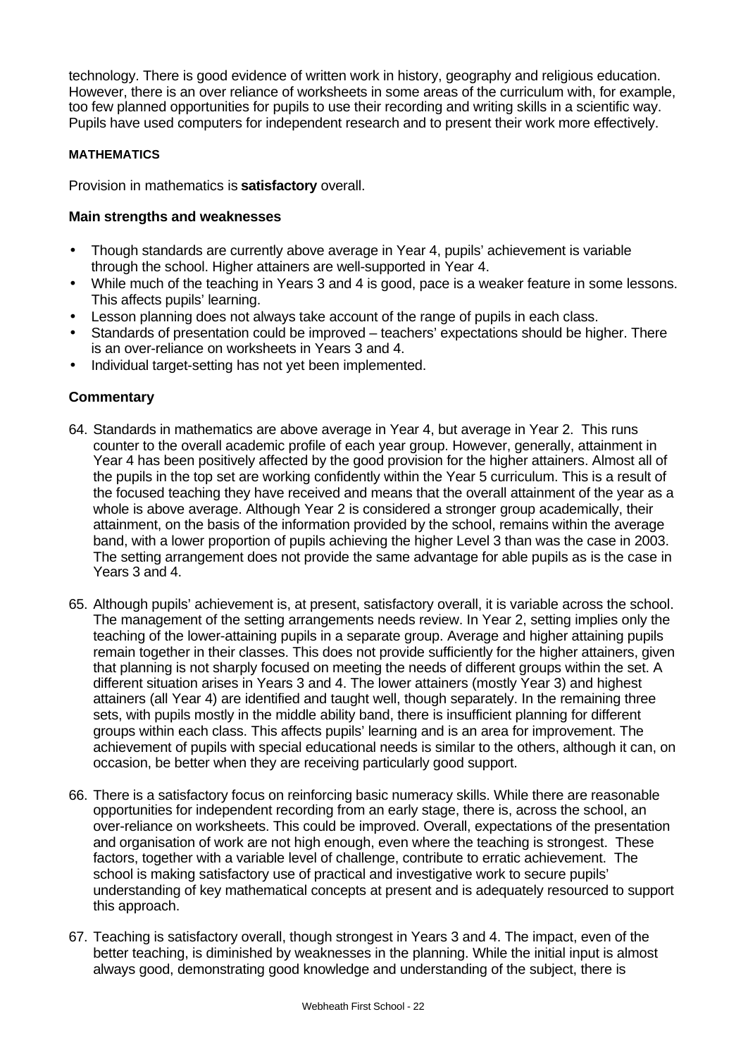technology. There is good evidence of written work in history, geography and religious education. However, there is an over reliance of worksheets in some areas of the curriculum with, for example, too few planned opportunities for pupils to use their recording and writing skills in a scientific way. Pupils have used computers for independent research and to present their work more effectively.

#### MATHEMATICS

Provision in mathematics is **satisfactory** overall.

### Main strengths and weaknesses

- Though standards are currently above average in Year 4, pupils' achievement is variable through the school. Higher attainers are well-supported in Year 4.
- While much of the teaching in Years 3 and 4 is good, pace is a weaker feature in some lessons. This affects pupils' learning.
- Lesson planning does not always take account of the range of pupils in each class.
- Standards of presentation could be improved – teachers' expectations should be higher. There is an over-reliance on worksheets in Years 3 and 4.
- Individual target-setting has not yet been implemented.

### Commentary

64. Standards in mathematics are above average in Year 4, but average in Year 2. This runs counter to the overall academic profile of each year group. However, generally, attainment in Year 4 has been positively affected by the good provision for the higher attainers. Almost all of the pupils in the top set are working confidently within the Year 5 curriculum. This is a result of the focused teaching they have received and means that the overall attainment of the year as a whole is above average. Although Year 2 is considered a stronger group academically, their attainment, on the basis of the information provided by the school, remains within the average band, with a lower proportion of pupils achieving the higher Level 3 than was the case in 2003. The setting arrangement does not provide the same advantage for able pupils as is the case in Years 3 and 4.

65. Although pupils' achievement is, at present, satisfactory overall, it is variable across the school. The management of the setting arrangements needs review. In Year 2, setting implies only the teaching of the lower-attaining pupils in a separate group. Average and higher attaining pupils remain together in their classes. This does not provide sufficiently for the higher attainers, given that planning is not sharply focused on meeting the needs of different groups within the set. A different situation arises in Years 3 and 4. The lower attainers (mostly Year 3) and highest attainers (all Year 4) are identified and taught well, though separately. In the remaining three sets, with pupils mostly in the middle ability band, there is insufficient planning for different groups within each class. This affects pupils' learning and is an area for improvement. The achievement of pupils with special educational needs is similar to the others, although it can, on occasion, be better when they are receiving particularly good support.

66. There is a satisfactory focus on reinforcing basic numeracy skills. While there are reasonable opportunities for independent recording from an early stage, there is, across the school, an over-reliance on worksheets. This could be improved. Overall, expectations of the presentation and organisation of work are not high enough, even where the teaching is strongest. These factors, together with a variable level of challenge, contribute to erratic achievement. The school is making satisfactory use of practical and investigative work to secure pupils' understanding of key mathematical concepts at present and is adequately resourced to support this approach.

67. Teaching is satisfactory overall, though strongest in Years 3 and 4. The impact, even of the better teaching, is diminished by weaknesses in the planning. While the initial input is almost always good, demonstrating good knowledge and understanding of the subject, there is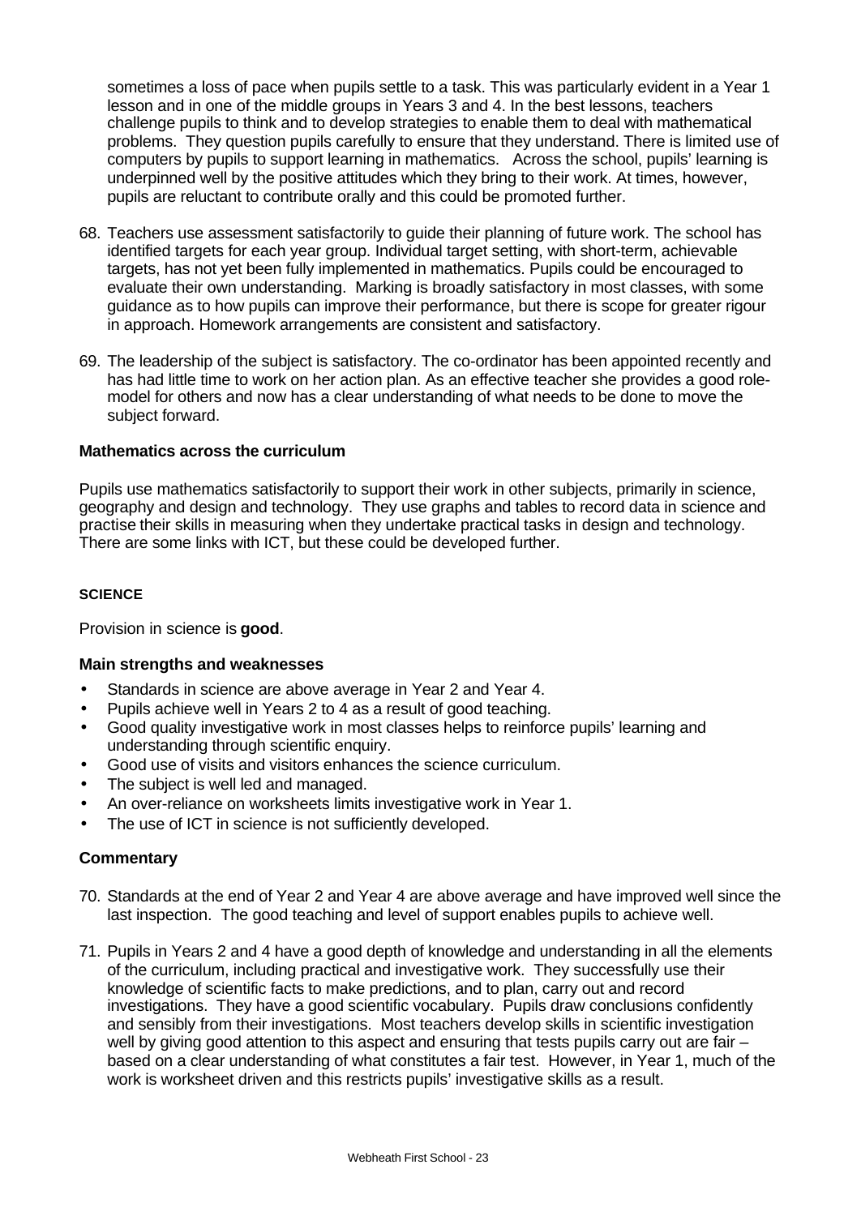sometimes a loss of pace when pupils settle to a task. This was particularly evident in a Year 1 lesson and in one of the middle groups in Years 3 and 4. In the best lessons, teachers challenge pupils to think and to develop strategies to enable them to deal with mathematical problems. They question pupils carefully to ensure that they understand. There is limited use of computers by pupils to support learning in mathematics. Across the school, pupils' learning is underpinned well by the positive attitudes which they bring to their work. At times, however, pupils are reluctant to contribute orally and this could be promoted further.

68. Teachers use assessment satisfactorily to guide their planning of future work. The school has identified targets for each year group. Individual target setting, with short-term, achievable targets, has not yet been fully implemented in mathematics. Pupils could be encouraged to evaluate their own understanding. Marking is broadly satisfactory in most classes, with some guidance as to how pupils can improve their performance, but there is scope for greater rigour in approach. Homework arrangements are consistent and satisfactory.

69. The leadership of the subject is satisfactory. The co-ordinator has been appointed recently and has had little time to work on her action plan. As an effective teacher she provides a good role-model for others and now has a clear understanding of what needs to be done to move the subject forward.

### Mathematics across the curriculum

Pupils use mathematics satisfactorily to support their work in other subjects, primarily in science, geography and design and technology. They use graphs and tables to record data in science and practise their skills in measuring when they undertake practical tasks in design and technology. There are some links with ICT, but these could be developed further.

## SCIENCE

Provision in science is **good**.

### Main strengths and weaknesses

- Standards in science are above average in Year 2 and Year 4.
- Pupils achieve well in Years 2 to 4 as a result of good teaching.
- Good quality investigative work in most classes helps to reinforce pupils' learning and understanding through scientific enquiry.
- Good use of visits and visitors enhances the science curriculum.
- The subject is well led and managed.
- An over-reliance on worksheets limits investigative work in Year 1.
- The use of ICT in science is not sufficiently developed.

### Commentary

70. Standards at the end of Year 2 and Year 4 are above average and have improved well since the last inspection. The good teaching and level of support enables pupils to achieve well.

71. Pupils in Years 2 and 4 have a good depth of knowledge and understanding in all the elements of the curriculum, including practical and investigative work. They successfully use their knowledge of scientific facts to make predictions, and to plan, carry out and record investigations. They have a good scientific vocabulary. Pupils draw conclusions confidently and sensibly from their investigations. Most teachers develop skills in scientific investigation well by giving good attention to this aspect and ensuring that tests pupils carry out are fair – based on a clear understanding of what constitutes a fair test. However, in Year 1, much of the work is worksheet driven and this restricts pupils' investigative skills as a result.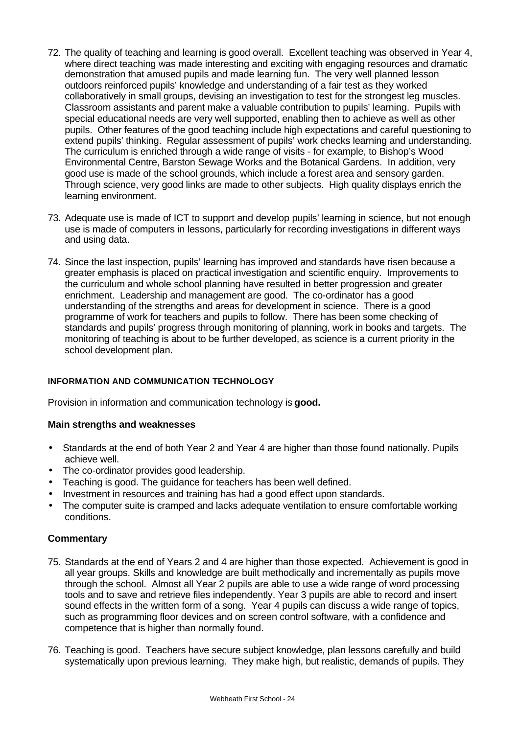72. The quality of teaching and learning is good overall. Excellent teaching was observed in Year 4, where direct teaching was made interesting and exciting with engaging resources and dramatic demonstration that amused pupils and made learning fun. The very well planned lesson outdoors reinforced pupils' knowledge and understanding of a fair test as they worked collaboratively in small groups, devising an investigation to test for the strongest leg muscles. Classroom assistants and parent make a valuable contribution to pupils' learning. Pupils with special educational needs are very well supported, enabling then to achieve as well as other pupils. Other features of the good teaching include high expectations and careful questioning to extend pupils' thinking. Regular assessment of pupils' work checks learning and understanding. The curriculum is enriched through a wide range of visits - for example, to Bishop's Wood Environmental Centre, Barston Sewage Works and the Botanical Gardens. In addition, very good use is made of the school grounds, which include a forest area and sensory garden. Through science, very good links are made to other subjects. High quality displays enrich the learning environment.

73. Adequate use is made of ICT to support and develop pupils' learning in science, but not enough use is made of computers in lessons, particularly for recording investigations in different ways and using data.

74. Since the last inspection, pupils' learning has improved and standards have risen because a greater emphasis is placed on practical investigation and scientific enquiry. Improvements to the curriculum and whole school planning have resulted in better progression and greater enrichment. Leadership and management are good. The co-ordinator has a good understanding of the strengths and areas for development in science. There is a good programme of work for teachers and pupils to follow. There has been some checking of standards and pupils' progress through monitoring of planning, work in books and targets. The monitoring of teaching is about to be further developed, as science is a current priority in the school development plan.

#### INFORMATION AND COMMUNICATION TECHNOLOGY

Provision in information and communication technology is **good.**

**Main strengths and weaknesses**

- Standards at the end of both Year 2 and Year 4 are higher than those found nationally. Pupils achieve well.
- The co-ordinator provides good leadership.
- Teaching is good. The guidance for teachers has been well defined.
- Investment in resources and training has had a good effect upon standards.
- The computer suite is cramped and lacks adequate ventilation to ensure comfortable working conditions.

**Commentary**

75. Standards at the end of Years 2 and 4 are higher than those expected. Achievement is good in all year groups. Skills and knowledge are built methodically and incrementally as pupils move through the school. Almost all Year 2 pupils are able to use a wide range of word processing tools and to save and retrieve files independently. Year 3 pupils are able to record and insert sound effects in the written form of a song. Year 4 pupils can discuss a wide range of topics, such as programming floor devices and on screen control software, with a confidence and competence that is higher than normally found.

76. Teaching is good. Teachers have secure subject knowledge, plan lessons carefully and build systematically upon previous learning. They make high, but realistic, demands of pupils. They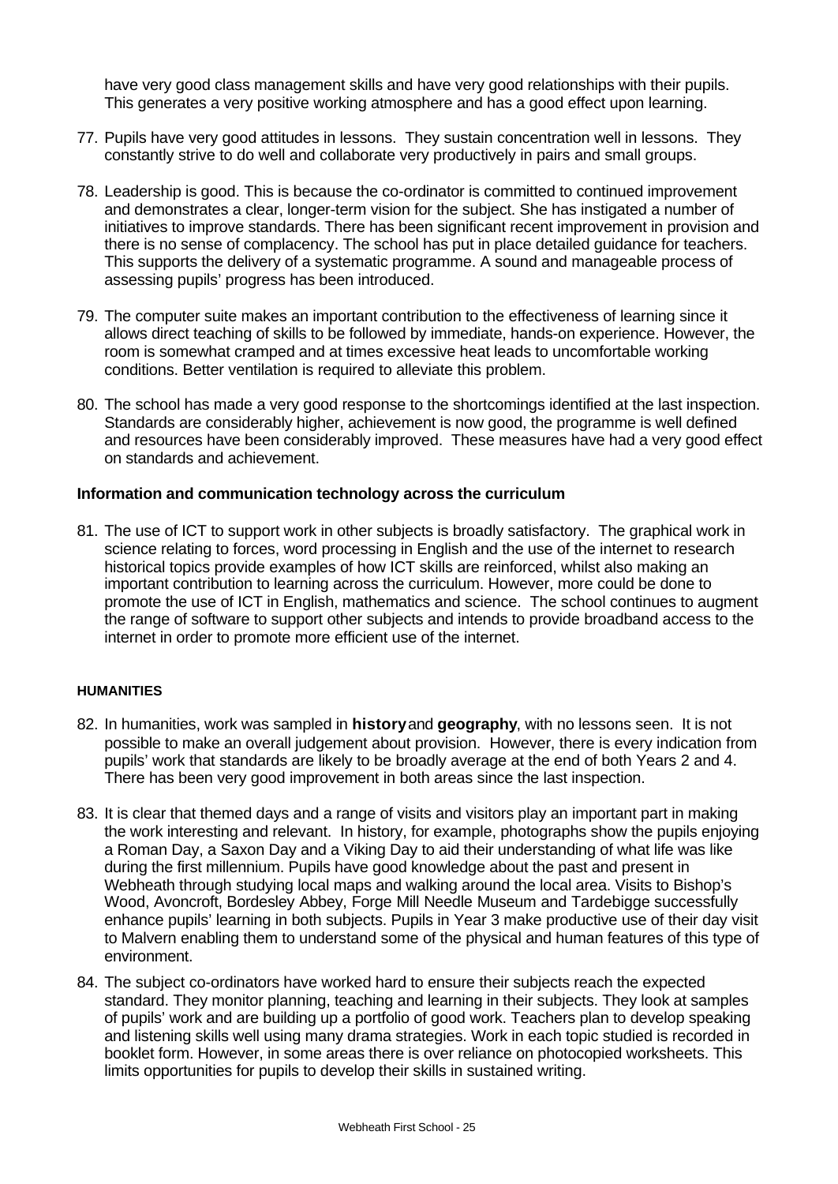have very good class management skills and have very good relationships with their pupils. This generates a very positive working atmosphere and has a good effect upon learning.

77. Pupils have very good attitudes in lessons. They sustain concentration well in lessons. They constantly strive to do well and collaborate very productively in pairs and small groups.

78. Leadership is good. This is because the co-ordinator is committed to continued improvement and demonstrates a clear, longer-term vision for the subject. She has instigated a number of initiatives to improve standards. There has been significant recent improvement in provision and there is no sense of complacency. The school has put in place detailed guidance for teachers. This supports the delivery of a systematic programme. A sound and manageable process of assessing pupils' progress has been introduced.

79. The computer suite makes an important contribution to the effectiveness of learning since it allows direct teaching of skills to be followed by immediate, hands-on experience. However, the room is somewhat cramped and at times excessive heat leads to uncomfortable working conditions. Better ventilation is required to alleviate this problem.

80. The school has made a very good response to the shortcomings identified at the last inspection. Standards are considerably higher, achievement is now good, the programme is well defined and resources have been considerably improved. These measures have had a very good effect on standards and achievement.

### Information and communication technology across the curriculum

81. The use of ICT to support work in other subjects is broadly satisfactory. The graphical work in science relating to forces, word processing in English and the use of the internet to research historical topics provide examples of how ICT skills are reinforced, whilst also making an important contribution to learning across the curriculum. However, more could be done to promote the use of ICT in English, mathematics and science. The school continues to augment the range of software to support other subjects and intends to provide broadband access to the internet in order to promote more efficient use of the internet.

#### HUMANITIES

82. In humanities, work was sampled in **history** and **geography**, with no lessons seen. It is not possible to make an overall judgement about provision. However, there is every indication from pupils' work that standards are likely to be broadly average at the end of both Years 2 and 4. There has been very good improvement in both areas since the last inspection.

83. It is clear that themed days and a range of visits and visitors play an important part in making the work interesting and relevant. In history, for example, photographs show the pupils enjoying a Roman Day, a Saxon Day and a Viking Day to aid their understanding of what life was like during the first millennium. Pupils have good knowledge about the past and present in Webheath through studying local maps and walking around the local area. Visits to Bishop's Wood, Avoncroft, Bordesley Abbey, Forge Mill Needle Museum and Tardebigge successfully enhance pupils' learning in both subjects. Pupils in Year 3 make productive use of their day visit to Malvern enabling them to understand some of the physical and human features of this type of environment.

84. The subject co-ordinators have worked hard to ensure their subjects reach the expected standard. They monitor planning, teaching and learning in their subjects. They look at samples of pupils' work and are building up a portfolio of good work. Teachers plan to develop speaking and listening skills well using many drama strategies. Work in each topic studied is recorded in booklet form. However, in some areas there is over reliance on photocopied worksheets. This limits opportunities for pupils to develop their skills in sustained writing.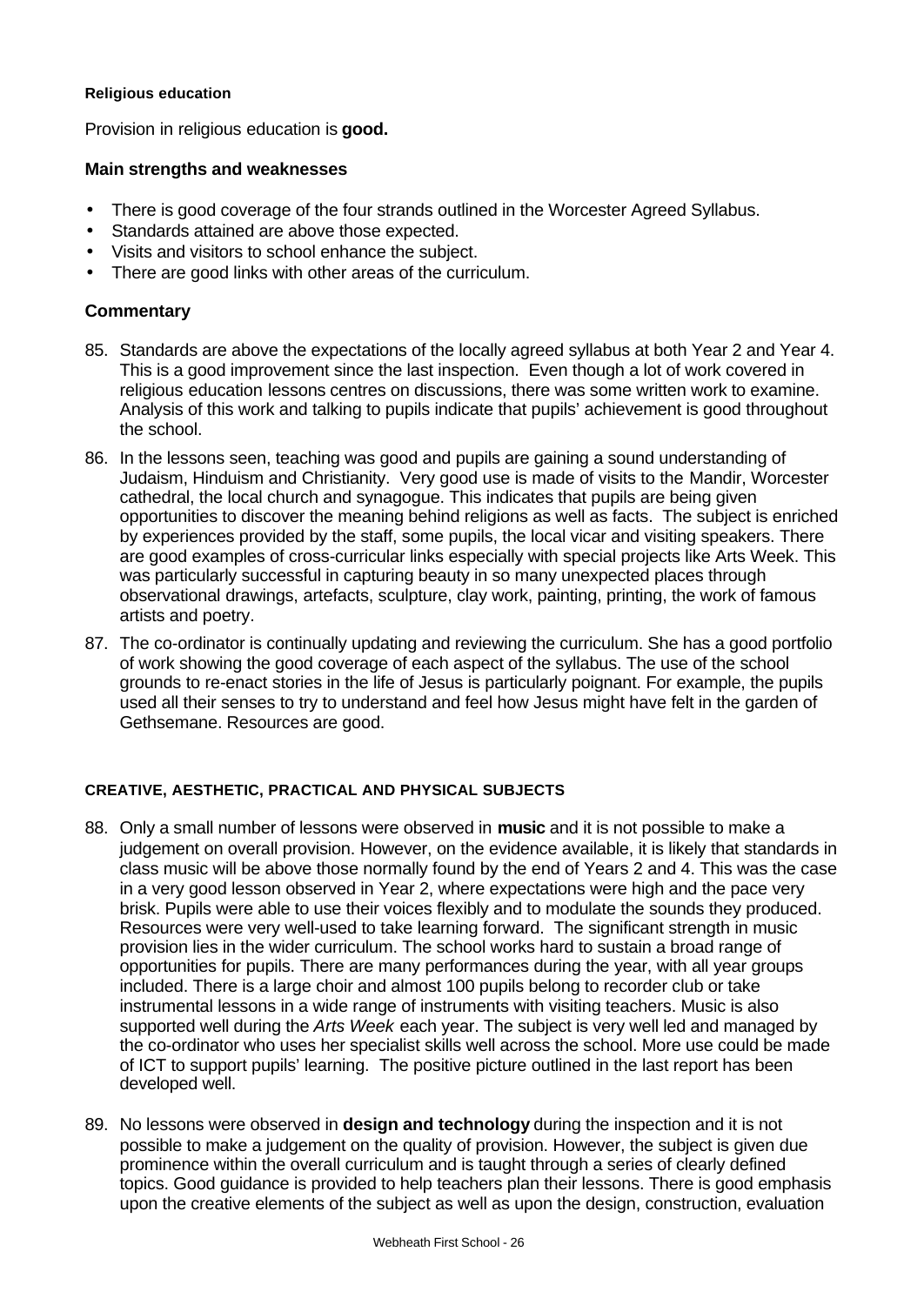#### Religious education

Provision in religious education is **good.**

### Main strengths and weaknesses

- There is good coverage of the four strands outlined in the Worcester Agreed Syllabus.
- Standards attained are above those expected.
- Visits and visitors to school enhance the subject.
- There are good links with other areas of the curriculum.

### Commentary

85. Standards are above the expectations of the locally agreed syllabus at both Year 2 and Year 4. This is a good improvement since the last inspection. Even though a lot of work covered in religious education lessons centres on discussions, there was some written work to examine. Analysis of this work and talking to pupils indicate that pupils' achievement is good throughout the school.

86. In the lessons seen, teaching was good and pupils are gaining a sound understanding of Judaism, Hinduism and Christianity. Very good use is made of visits to the Mandir, Worcester cathedral, the local church and synagogue. This indicates that pupils are being given opportunities to discover the meaning behind religions as well as facts. The subject is enriched by experiences provided by the staff, some pupils, the local vicar and visiting speakers. There are good examples of cross-curricular links especially with special projects like Arts Week. This was particularly successful in capturing beauty in so many unexpected places through observational drawings, artefacts, sculpture, clay work, painting, printing, the work of famous artists and poetry.

87. The co-ordinator is continually updating and reviewing the curriculum. She has a good portfolio of work showing the good coverage of each aspect of the syllabus. The use of the school grounds to re-enact stories in the life of Jesus is particularly poignant. For example, the pupils used all their senses to try to understand and feel how Jesus might have felt in the garden of Gethsemane. Resources are good.

#### CREATIVE, AESTHETIC, PRACTICAL AND PHYSICAL SUBJECTS

88. Only a small number of lessons were observed in **music** and it is not possible to make a judgement on overall provision. However, on the evidence available, it is likely that standards in class music will be above those normally found by the end of Years 2 and 4. This was the case in a very good lesson observed in Year 2, where expectations were high and the pace very brisk. Pupils were able to use their voices flexibly and to modulate the sounds they produced. Resources were very well-used to take learning forward. The significant strength in music provision lies in the wider curriculum. The school works hard to sustain a broad range of opportunities for pupils. There are many performances during the year, with all year groups included. There is a large choir and almost 100 pupils belong to recorder club or take instrumental lessons in a wide range of instruments with visiting teachers. Music is also supported well during the *Arts Week* each year. The subject is very well led and managed by the co-ordinator who uses her specialist skills well across the school. More use could be made of ICT to support pupils' learning. The positive picture outlined in the last report has been developed well.

89. No lessons were observed in **design and technology** during the inspection and it is not possible to make a judgement on the quality of provision. However, the subject is given due prominence within the overall curriculum and is taught through a series of clearly defined topics. Good guidance is provided to help teachers plan their lessons. There is good emphasis upon the creative elements of the subject as well as upon the design, construction, evaluation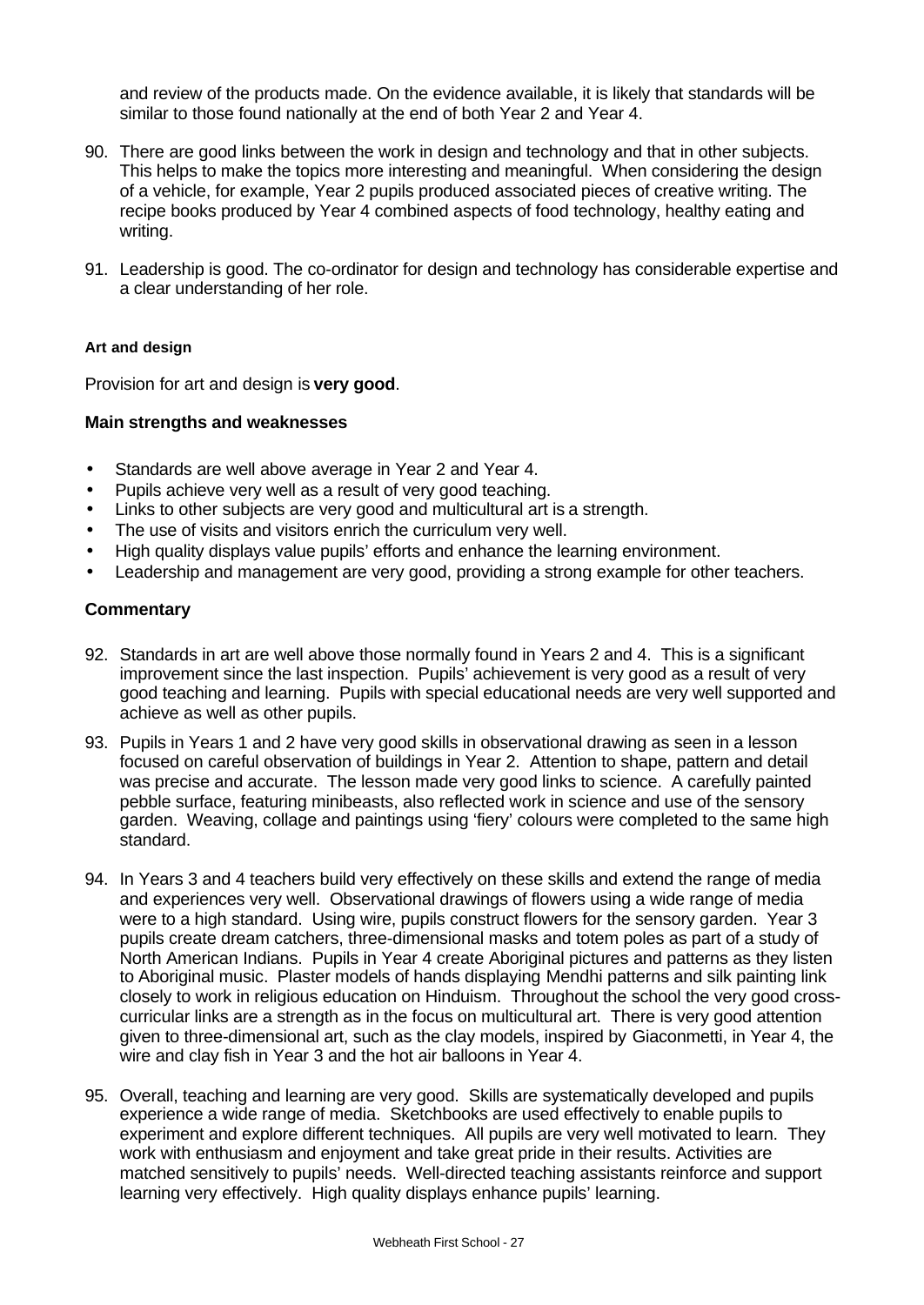and review of the products made. On the evidence available, it is likely that standards will be similar to those found nationally at the end of both Year 2 and Year 4.

90. There are good links between the work in design and technology and that in other subjects. This helps to make the topics more interesting and meaningful. When considering the design of a vehicle, for example, Year 2 pupils produced associated pieces of creative writing. The recipe books produced by Year 4 combined aspects of food technology, healthy eating and writing.

91. Leadership is good. The co-ordinator for design and technology has considerable expertise and a clear understanding of her role.

#### Art and design

Provision for art and design is **very good**.

### Main strengths and weaknesses

- Standards are well above average in Year 2 and Year 4.
- Pupils achieve very well as a result of very good teaching.
- Links to other subjects are very good and multicultural art is a strength.
- The use of visits and visitors enrich the curriculum very well.
- High quality displays value pupils' efforts and enhance the learning environment.
- Leadership and management are very good, providing a strong example for other teachers.

### Commentary

92. Standards in art are well above those normally found in Years 2 and 4. This is a significant improvement since the last inspection. Pupils' achievement is very good as a result of very good teaching and learning. Pupils with special educational needs are very well supported and achieve as well as other pupils.

93. Pupils in Years 1 and 2 have very good skills in observational drawing as seen in a lesson focused on careful observation of buildings in Year 2. Attention to shape, pattern and detail was precise and accurate. The lesson made very good links to science. A carefully painted pebble surface, featuring minibeasts, also reflected work in science and use of the sensory garden. Weaving, collage and paintings using 'fiery' colours were completed to the same high standard.

94. In Years 3 and 4 teachers build very effectively on these skills and extend the range of media and experiences very well. Observational drawings of flowers using a wide range of media were to a high standard. Using wire, pupils construct flowers for the sensory garden. Year 3 pupils create dream catchers, three-dimensional masks and totem poles as part of a study of North American Indians. Pupils in Year 4 create Aboriginal pictures and patterns as they listen to Aboriginal music. Plaster models of hands displaying Mendhi patterns and silk painting link closely to work in religious education on Hinduism. Throughout the school the very good cross-curricular links are a strength as in the focus on multicultural art. There is very good attention given to three-dimensional art, such as the clay models, inspired by Giaconmetti, in Year 4, the wire and clay fish in Year 3 and the hot air balloons in Year 4.

95. Overall, teaching and learning are very good. Skills are systematically developed and pupils experience a wide range of media. Sketchbooks are used effectively to enable pupils to experiment and explore different techniques. All pupils are very well motivated to learn. They work with enthusiasm and enjoyment and take great pride in their results. Activities are matched sensitively to pupils' needs. Well-directed teaching assistants reinforce and support learning very effectively. High quality displays enhance pupils' learning.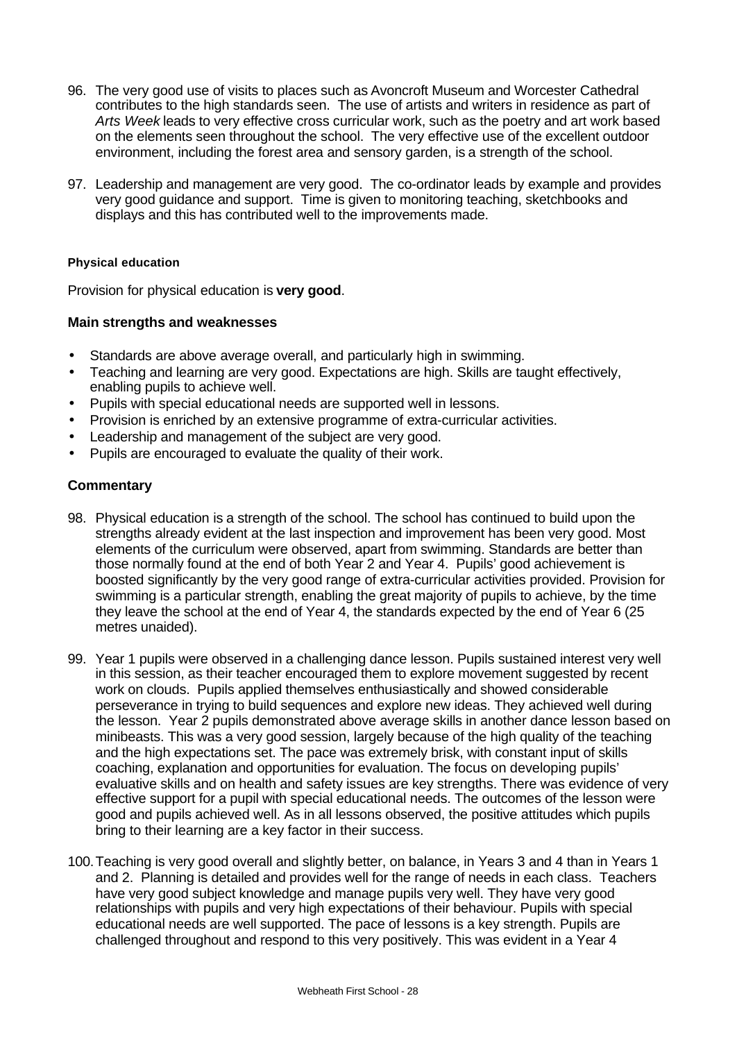96. The very good use of visits to places such as Avoncroft Museum and Worcester Cathedral contributes to the high standards seen. The use of artists and writers in residence as part of *Arts Week* leads to very effective cross curricular work, such as the poetry and art work based on the elements seen throughout the school. The very effective use of the excellent outdoor environment, including the forest area and sensory garden, is a strength of the school.

97. Leadership and management are very good. The co-ordinator leads by example and provides very good guidance and support. Time is given to monitoring teaching, sketchbooks and displays and this has contributed well to the improvements made.

#### Physical education

Provision for physical education is **very good**.

**Main strengths and weaknesses**

- Standards are above average overall, and particularly high in swimming.
- Teaching and learning are very good. Expectations are high. Skills are taught effectively, enabling pupils to achieve well.
- Pupils with special educational needs are supported well in lessons.
- Provision is enriched by an extensive programme of extra-curricular activities.
- Leadership and management of the subject are very good.
- Pupils are encouraged to evaluate the quality of their work.

**Commentary**

98. Physical education is a strength of the school. The school has continued to build upon the strengths already evident at the last inspection and improvement has been very good. Most elements of the curriculum were observed, apart from swimming. Standards are better than those normally found at the end of both Year 2 and Year 4. Pupils' good achievement is boosted significantly by the very good range of extra-curricular activities provided. Provision for swimming is a particular strength, enabling the great majority of pupils to achieve, by the time they leave the school at the end of Year 4, the standards expected by the end of Year 6 (25 metres unaided).

99. Year 1 pupils were observed in a challenging dance lesson. Pupils sustained interest very well in this session, as their teacher encouraged them to explore movement suggested by recent work on clouds. Pupils applied themselves enthusiastically and showed considerable perseverance in trying to build sequences and explore new ideas. They achieved well during the lesson. Year 2 pupils demonstrated above average skills in another dance lesson based on minibeasts. This was a very good session, largely because of the high quality of the teaching and the high expectations set. The pace was extremely brisk, with constant input of skills coaching, explanation and opportunities for evaluation. The focus on developing pupils' evaluative skills and on health and safety issues are key strengths. There was evidence of very effective support for a pupil with special educational needs. The outcomes of the lesson were good and pupils achieved well. As in all lessons observed, the positive attitudes which pupils bring to their learning are a key factor in their success.

100. Teaching is very good overall and slightly better, on balance, in Years 3 and 4 than in Years 1 and 2. Planning is detailed and provides well for the range of needs in each class. Teachers have very good subject knowledge and manage pupils very well. They have very good relationships with pupils and very high expectations of their behaviour. Pupils with special educational needs are well supported. The pace of lessons is a key strength. Pupils are challenged throughout and respond to this very positively. This was evident in a Year 4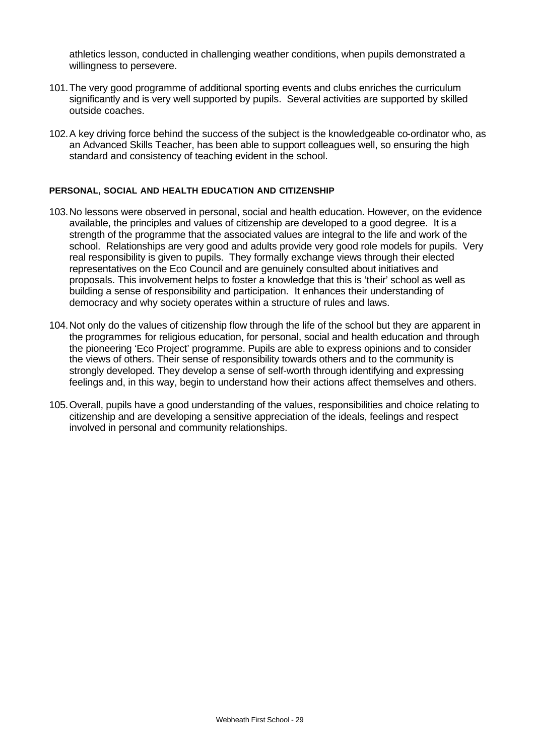athletics lesson, conducted in challenging weather conditions, when pupils demonstrated a willingness to persevere.

101. The very good programme of additional sporting events and clubs enriches the curriculum significantly and is very well supported by pupils. Several activities are supported by skilled outside coaches.

102. A key driving force behind the success of the subject is the knowledgeable co-ordinator who, as an Advanced Skills Teacher, has been able to support colleagues well, so ensuring the high standard and consistency of teaching evident in the school.

#### PERSONAL, SOCIAL AND HEALTH EDUCATION AND CITIZENSHIP

103. No lessons were observed in personal, social and health education. However, on the evidence available, the principles and values of citizenship are developed to a good degree. It is a strength of the programme that the associated values are integral to the life and work of the school. Relationships are very good and adults provide very good role models for pupils. Very real responsibility is given to pupils. They formally exchange views through their elected representatives on the Eco Council and are genuinely consulted about initiatives and proposals. This involvement helps to foster a knowledge that this is 'their' school as well as building a sense of responsibility and participation. It enhances their understanding of democracy and why society operates within a structure of rules and laws.

104. Not only do the values of citizenship flow through the life of the school but they are apparent in the programmes for religious education, for personal, social and health education and through the pioneering 'Eco Project' programme. Pupils are able to express opinions and to consider the views of others. Their sense of responsibility towards others and to the community is strongly developed. They develop a sense of self-worth through identifying and expressing feelings and, in this way, begin to understand how their actions affect themselves and others.

105. Overall, pupils have a good understanding of the values, responsibilities and choice relating to citizenship and are developing a sensitive appreciation of the ideals, feelings and respect involved in personal and community relationships.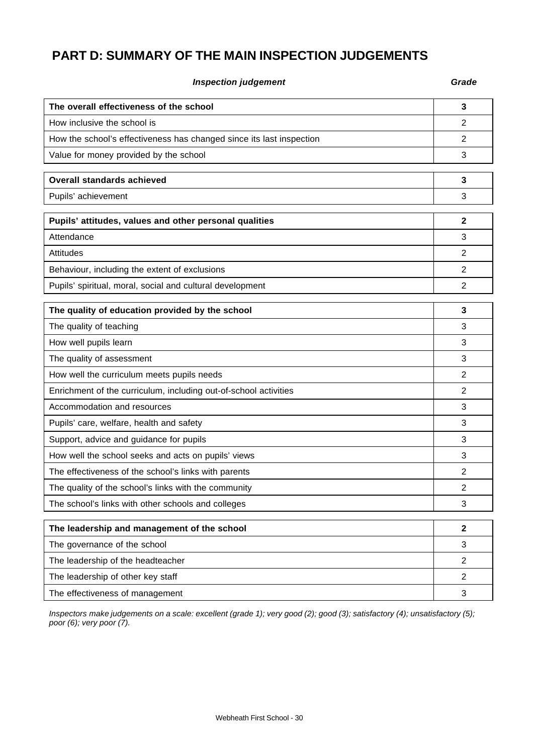# PART D: SUMMARY OF THE MAIN INSPECTION JUDGEMENTS

| ***Inspection judgement*** | ***Grade*** |
|---|---|
| **The overall effectiveness of the school** | **3** |
| How inclusive the school is | 2 |
| How the school's effectiveness has changed since its last inspection | 2 |
| Value for money provided by the school | 3 |
| **Overall standards achieved** | **3** |
| Pupils' achievement | 3 |
| **Pupils' attitudes, values and other personal qualities** | **2** |
| Attendance | 3 |
| Attitudes | 2 |
| Behaviour, including the extent of exclusions | 2 |
| Pupils' spiritual, moral, social and cultural development | 2 |
| **The quality of education provided by the school** | **3** |
| The quality of teaching | 3 |
| How well pupils learn | 3 |
| The quality of assessment | 3 |
| How well the curriculum meets pupils needs | 2 |
| Enrichment of the curriculum, including out-of-school activities | 2 |
| Accommodation and resources | 3 |
| Pupils' care, welfare, health and safety | 3 |
| Support, advice and guidance for pupils | 3 |
| How well the school seeks and acts on pupils' views | 3 |
| The effectiveness of the school's links with parents | 2 |
| The quality of the school's links with the community | 2 |
| The school's links with other schools and colleges | 3 |
| **The leadership and management of the school** | **2** |
| The governance of the school | 3 |
| The leadership of the headteacher | 2 |
| The leadership of other key staff | 2 |
| The effectiveness of management | 3 |

*Inspectors make judgements on a scale: excellent (grade 1); very good (2); good (3); satisfactory (4); unsatisfactory (5); poor (6); very poor (7).*